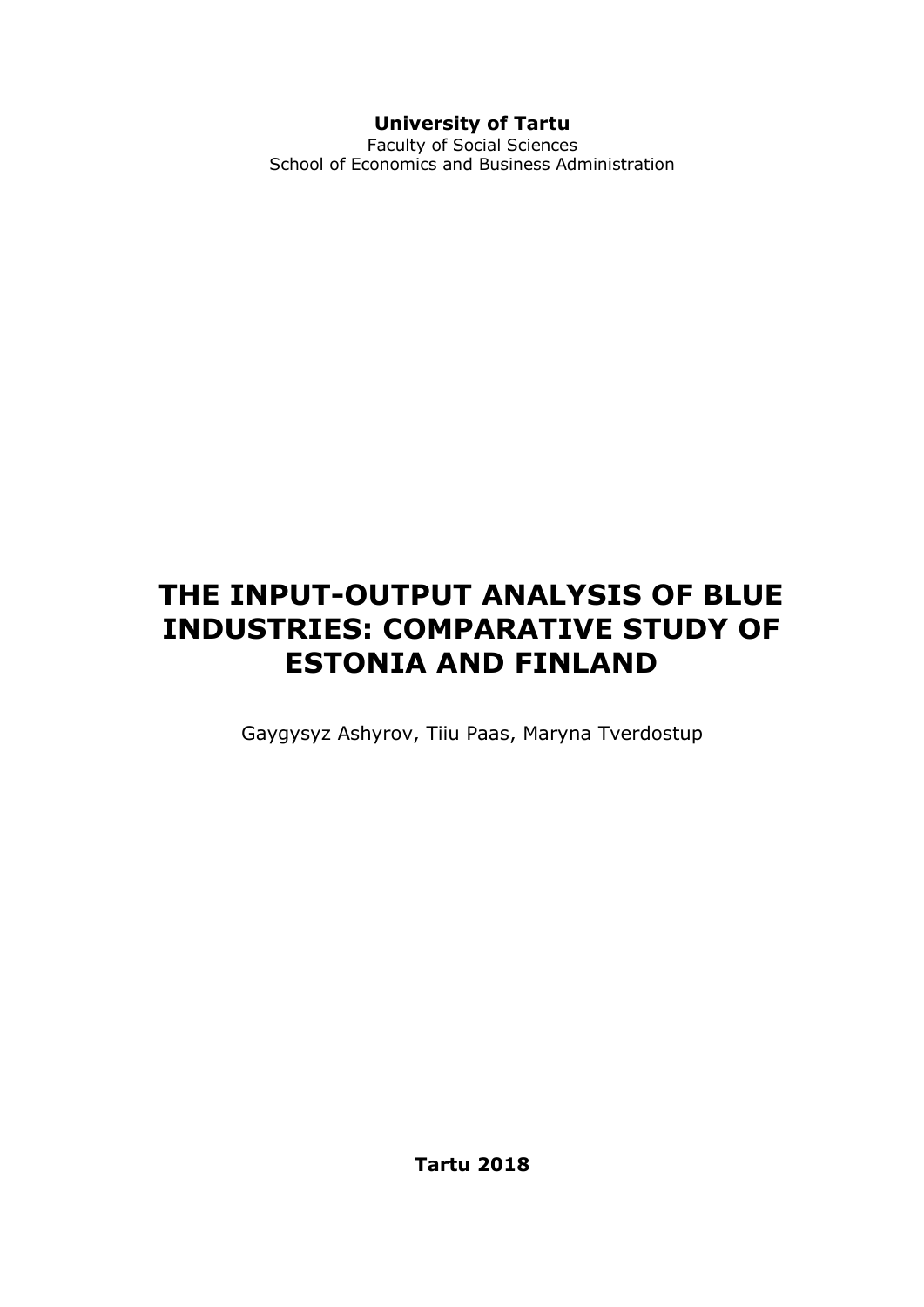**University of Tartu**
Faculty of Social Sciences
School of Economics and Business Administration

# THE INPUT-OUTPUT ANALYSIS OF BLUE INDUSTRIES: COMPARATIVE STUDY OF ESTONIA AND FINLAND

Gaygysyz Ashyrov, Tiiu Paas, Maryna Tverdostup

**Tartu 2018**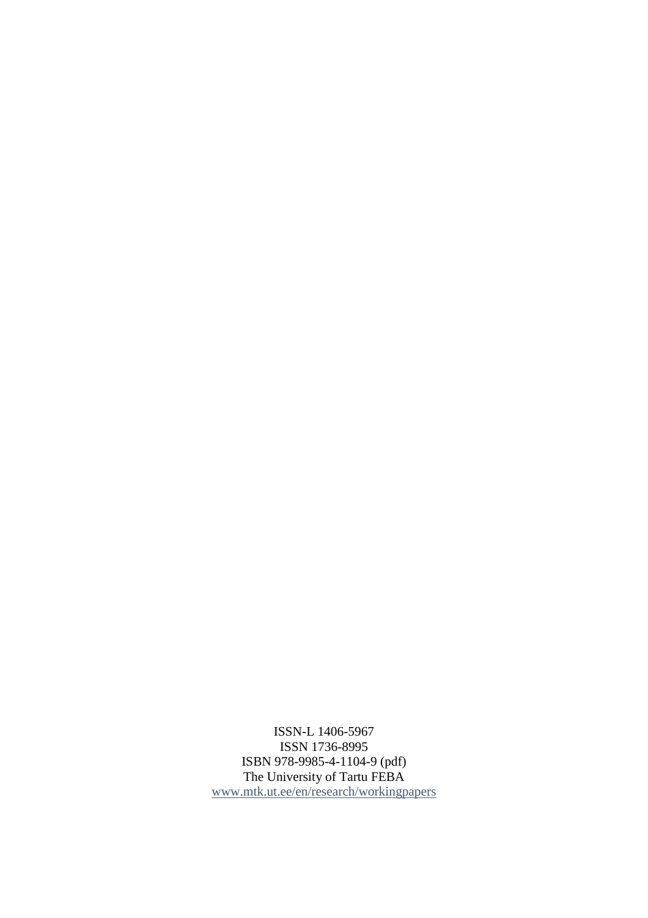ISSN-L 1406-5967
ISSN 1736-8995
ISBN 978-9985-4-1104-9 (pdf)
The University of Tartu FEBA
www.mtk.ut.ee/en/research/workingpapers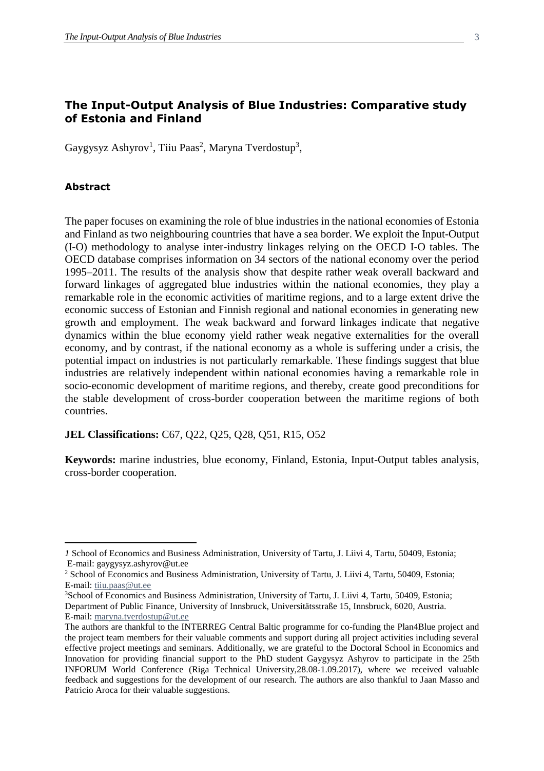## The Input-Output Analysis of Blue Industries: Comparative study of Estonia and Finland

Gaygysyz Ashyrov[1], Tiiu Paas[2], Maryna Tverdostup[3],

### Abstract

The paper focuses on examining the role of blue industries in the national economies of Estonia and Finland as two neighbouring countries that have a sea border. We exploit the Input-Output (I-O) methodology to analyse inter-industry linkages relying on the OECD I-O tables. The OECD database comprises information on 34 sectors of the national economy over the period 1995–2011. The results of the analysis show that despite rather weak overall backward and forward linkages of aggregated blue industries within the national economies, they play a remarkable role in the economic activities of maritime regions, and to a large extent drive the economic success of Estonian and Finnish regional and national economies in generating new growth and employment. The weak backward and forward linkages indicate that negative dynamics within the blue economy yield rather weak negative externalities for the overall economy, and by contrast, if the national economy as a whole is suffering under a crisis, the potential impact on industries is not particularly remarkable. These findings suggest that blue industries are relatively independent within national economies having a remarkable role in socio-economic development of maritime regions, and thereby, create good preconditions for the stable development of cross-border cooperation between the maritime regions of both countries.

**JEL Classifications:** C67, Q22, Q25, Q28, Q51, R15, O52

**Keywords:** marine industries, blue economy, Finland, Estonia, Input-Output tables analysis, cross-border cooperation.

---

*1* School of Economics and Business Administration, University of Tartu, J. Liivi 4, Tartu, 50409, Estonia; E-mail: gaygysyz.ashyrov@ut.ee

[2] School of Economics and Business Administration, University of Tartu, J. Liivi 4, Tartu, 50409, Estonia; E-mail: tiiu.paas@ut.ee

[3] School of Economics and Business Administration, University of Tartu, J. Liivi 4, Tartu, 50409, Estonia; Department of Public Finance, University of Innsbruck, Universitätsstraße 15, Innsbruck, 6020, Austria. E-mail: maryna.tverdostup@ut.ee

The authors are thankful to the INTERREG Central Baltic programme for co-funding the Plan4Blue project and the project team members for their valuable comments and support during all project activities including several effective project meetings and seminars. Additionally, we are grateful to the Doctoral School in Economics and Innovation for providing financial support to the PhD student Gaygysyz Ashyrov to participate in the 25th INFORUM World Conference (Riga Technical University,28.08-1.09.2017), where we received valuable feedback and suggestions for the development of our research. The authors are also thankful to Jaan Masso and Patricio Aroca for their valuable suggestions.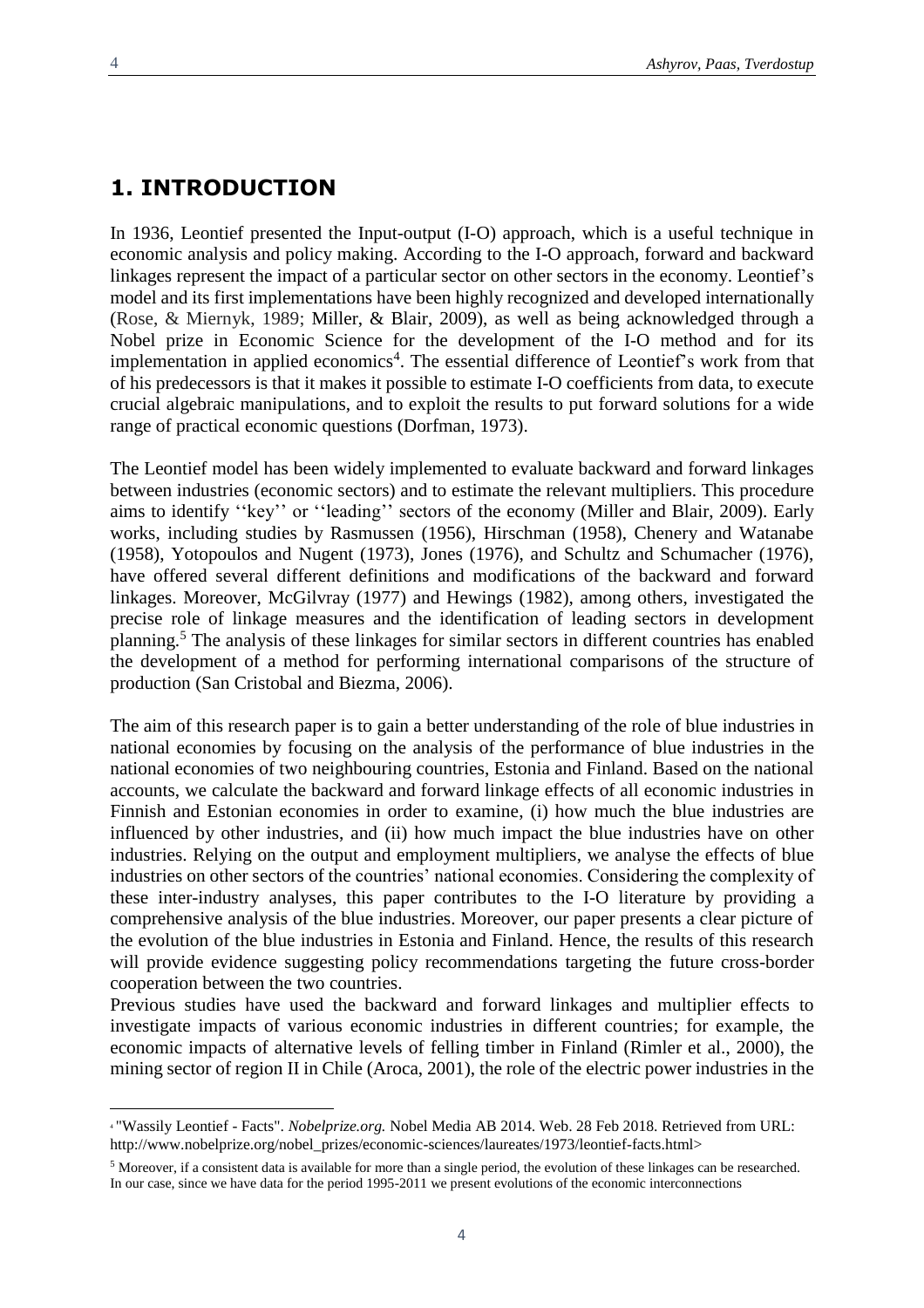# 1. INTRODUCTION

In 1936, Leontief presented the Input-output (I-O) approach, which is a useful technique in economic analysis and policy making. According to the I-O approach, forward and backward linkages represent the impact of a particular sector on other sectors in the economy. Leontief's model and its first implementations have been highly recognized and developed internationally (Rose, & Miernyk, 1989; Miller, & Blair, 2009), as well as being acknowledged through a Nobel prize in Economic Science for the development of the I-O method and for its implementation in applied economics[4]. The essential difference of Leontief's work from that of his predecessors is that it makes it possible to estimate I-O coefficients from data, to execute crucial algebraic manipulations, and to exploit the results to put forward solutions for a wide range of practical economic questions (Dorfman, 1973).

The Leontief model has been widely implemented to evaluate backward and forward linkages between industries (economic sectors) and to estimate the relevant multipliers. This procedure aims to identify ''key'' or ''leading'' sectors of the economy (Miller and Blair, 2009). Early works, including studies by Rasmussen (1956), Hirschman (1958), Chenery and Watanabe (1958), Yotopoulos and Nugent (1973), Jones (1976), and Schultz and Schumacher (1976), have offered several different definitions and modifications of the backward and forward linkages. Moreover, McGilvray (1977) and Hewings (1982), among others, investigated the precise role of linkage measures and the identification of leading sectors in development planning.[5] The analysis of these linkages for similar sectors in different countries has enabled the development of a method for performing international comparisons of the structure of production (San Cristobal and Biezma, 2006).

The aim of this research paper is to gain a better understanding of the role of blue industries in national economies by focusing on the analysis of the performance of blue industries in the national economies of two neighbouring countries, Estonia and Finland. Based on the national accounts, we calculate the backward and forward linkage effects of all economic industries in Finnish and Estonian economies in order to examine, (i) how much the blue industries are influenced by other industries, and (ii) how much impact the blue industries have on other industries. Relying on the output and employment multipliers, we analyse the effects of blue industries on other sectors of the countries' national economies. Considering the complexity of these inter-industry analyses, this paper contributes to the I-O literature by providing a comprehensive analysis of the blue industries. Moreover, our paper presents a clear picture of the evolution of the blue industries in Estonia and Finland. Hence, the results of this research will provide evidence suggesting policy recommendations targeting the future cross-border cooperation between the two countries.

Previous studies have used the backward and forward linkages and multiplier effects to investigate impacts of various economic industries in different countries; for example, the economic impacts of alternative levels of felling timber in Finland (Rimler et al., 2000), the mining sector of region II in Chile (Aroca, 2001), the role of the electric power industries in the

---

[4] "Wassily Leontief - Facts". *Nobelprize.org.* Nobel Media AB 2014. Web. 28 Feb 2018. Retrieved from URL: http://www.nobelprize.org/nobel_prizes/economic-sciences/laureates/1973/leontief-facts.html>

[5] Moreover, if a consistent data is available for more than a single period, the evolution of these linkages can be researched. In our case, since we have data for the period 1995-2011 we present evolutions of the economic interconnections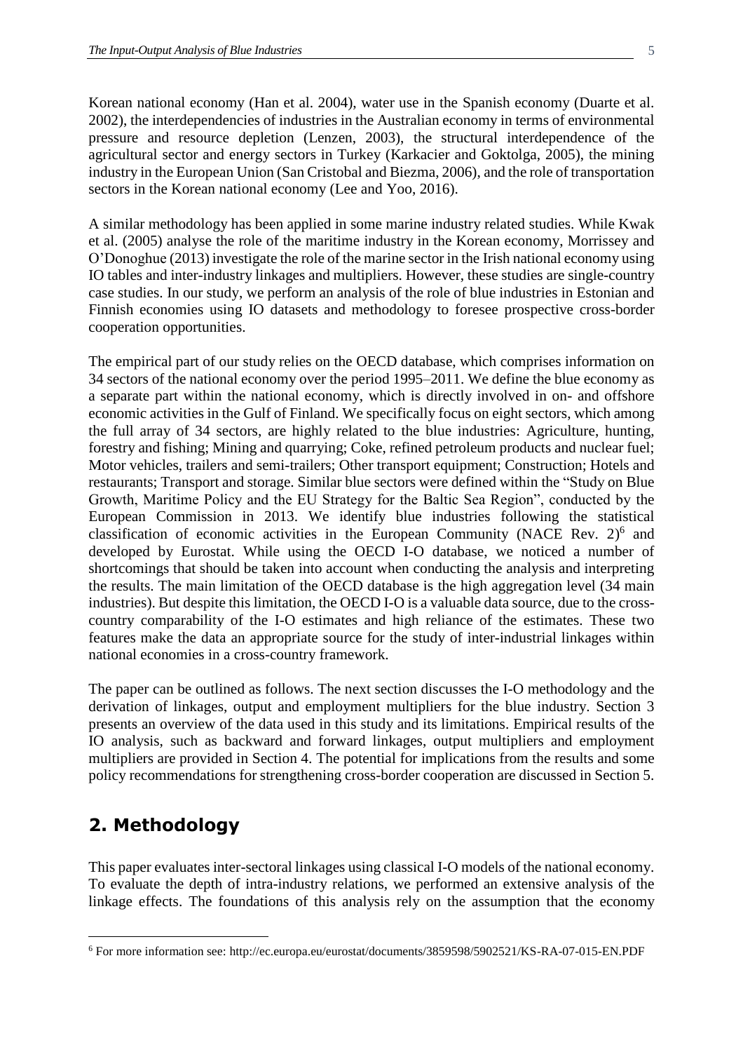Korean national economy (Han et al. 2004), water use in the Spanish economy (Duarte et al. 2002), the interdependencies of industries in the Australian economy in terms of environmental pressure and resource depletion (Lenzen, 2003), the structural interdependence of the agricultural sector and energy sectors in Turkey (Karkacier and Goktolga, 2005), the mining industry in the European Union (San Cristobal and Biezma, 2006), and the role of transportation sectors in the Korean national economy (Lee and Yoo, 2016).

A similar methodology has been applied in some marine industry related studies. While Kwak et al. (2005) analyse the role of the maritime industry in the Korean economy, Morrissey and O'Donoghue (2013) investigate the role of the marine sector in the Irish national economy using IO tables and inter-industry linkages and multipliers. However, these studies are single-country case studies. In our study, we perform an analysis of the role of blue industries in Estonian and Finnish economies using IO datasets and methodology to foresee prospective cross-border cooperation opportunities.

The empirical part of our study relies on the OECD database, which comprises information on 34 sectors of the national economy over the period 1995–2011. We define the blue economy as a separate part within the national economy, which is directly involved in on- and offshore economic activities in the Gulf of Finland. We specifically focus on eight sectors, which among the full array of 34 sectors, are highly related to the blue industries: Agriculture, hunting, forestry and fishing; Mining and quarrying; Coke, refined petroleum products and nuclear fuel; Motor vehicles, trailers and semi-trailers; Other transport equipment; Construction; Hotels and restaurants; Transport and storage. Similar blue sectors were defined within the "Study on Blue Growth, Maritime Policy and the EU Strategy for the Baltic Sea Region", conducted by the European Commission in 2013. We identify blue industries following the statistical classification of economic activities in the European Community (NACE Rev. 2)[6] and developed by Eurostat. While using the OECD I-O database, we noticed a number of shortcomings that should be taken into account when conducting the analysis and interpreting the results. The main limitation of the OECD database is the high aggregation level (34 main industries). But despite this limitation, the OECD I-O is a valuable data source, due to the cross-country comparability of the I-O estimates and high reliance of the estimates. These two features make the data an appropriate source for the study of inter-industrial linkages within national economies in a cross-country framework.

The paper can be outlined as follows. The next section discusses the I-O methodology and the derivation of linkages, output and employment multipliers for the blue industry. Section 3 presents an overview of the data used in this study and its limitations. Empirical results of the IO analysis, such as backward and forward linkages, output multipliers and employment multipliers are provided in Section 4. The potential for implications from the results and some policy recommendations for strengthening cross-border cooperation are discussed in Section 5.

## 2. Methodology

This paper evaluates inter-sectoral linkages using classical I-O models of the national economy. To evaluate the depth of intra-industry relations, we performed an extensive analysis of the linkage effects. The foundations of this analysis rely on the assumption that the economy

[6] For more information see: http://ec.europa.eu/eurostat/documents/3859598/5902521/KS-RA-07-015-EN.PDF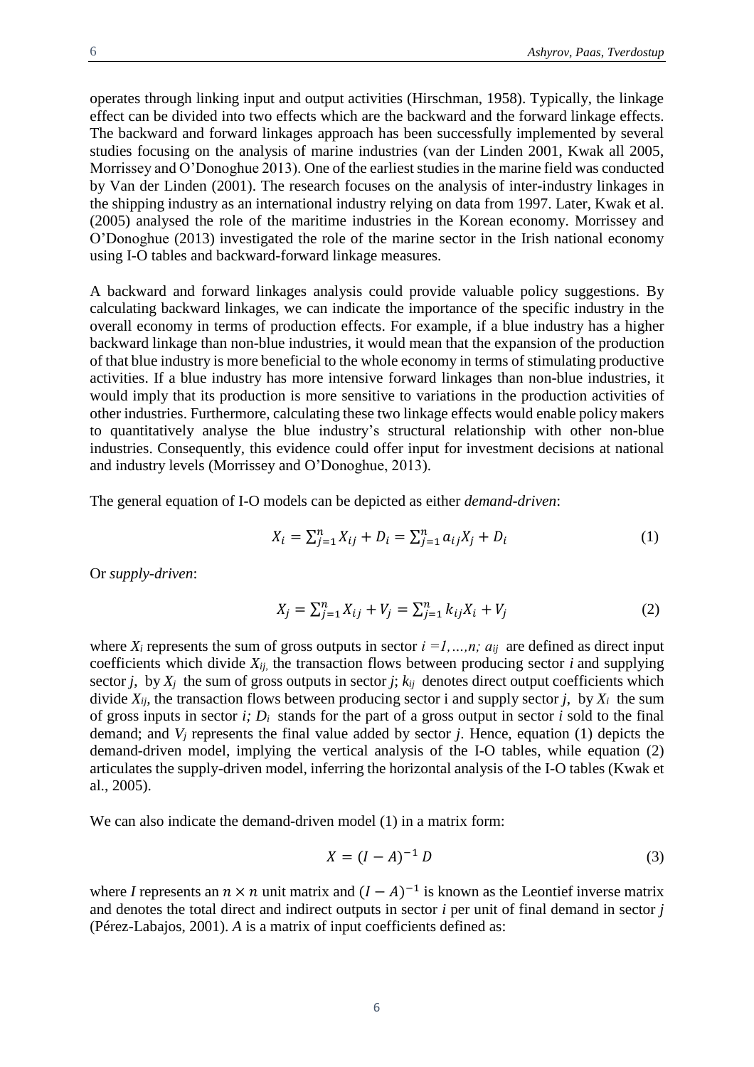operates through linking input and output activities (Hirschman, 1958). Typically, the linkage effect can be divided into two effects which are the backward and the forward linkage effects. The backward and forward linkages approach has been successfully implemented by several studies focusing on the analysis of marine industries (van der Linden 2001, Kwak all 2005, Morrissey and O'Donoghue 2013). One of the earliest studies in the marine field was conducted by Van der Linden (2001). The research focuses on the analysis of inter-industry linkages in the shipping industry as an international industry relying on data from 1997. Later, Kwak et al. (2005) analysed the role of the maritime industries in the Korean economy. Morrissey and O'Donoghue (2013) investigated the role of the marine sector in the Irish national economy using I-O tables and backward-forward linkage measures.

A backward and forward linkages analysis could provide valuable policy suggestions. By calculating backward linkages, we can indicate the importance of the specific industry in the overall economy in terms of production effects. For example, if a blue industry has a higher backward linkage than non-blue industries, it would mean that the expansion of the production of that blue industry is more beneficial to the whole economy in terms of stimulating productive activities. If a blue industry has more intensive forward linkages than non-blue industries, it would imply that its production is more sensitive to variations in the production activities of other industries. Furthermore, calculating these two linkage effects would enable policy makers to quantitatively analyse the blue industry's structural relationship with other non-blue industries. Consequently, this evidence could offer input for investment decisions at national and industry levels (Morrissey and O'Donoghue, 2013).

The general equation of I-O models can be depicted as either *demand-driven*:

$$X_i = \sum_{j=1}^{n} X_{ij} + D_i = \sum_{j=1}^{n} a_{ij} X_j + D_i \tag{1}$$

Or *supply-driven*:

$$X_j = \sum_{j=1}^{n} X_{ij} + V_j = \sum_{j=1}^{n} k_{ij} X_i + V_j \tag{2}$$

where $X_i$ represents the sum of gross outputs in sector $i = 1,\dots,n$; $a_{ij}$ are defined as direct input coefficients which divide $X_{ij}$, the transaction flows between producing sector $i$ and supplying sector $j$, by $X_j$ the sum of gross outputs in sector $j$; $k_{ij}$ denotes direct output coefficients which divide $X_{ij}$, the transaction flows between producing sector i and supply sector $j$, by $X_i$ the sum of gross inputs in sector $i$; $D_i$ stands for the part of a gross output in sector $i$ sold to the final demand; and $V_j$ represents the final value added by sector $j$. Hence, equation (1) depicts the demand-driven model, implying the vertical analysis of the I-O tables, while equation (2) articulates the supply-driven model, inferring the horizontal analysis of the I-O tables (Kwak et al., 2005).

We can also indicate the demand-driven model (1) in a matrix form:

$$X = (I - A)^{-1} D \tag{3}$$

where $I$ represents an $n \times n$ unit matrix and $(I - A)^{-1}$ is known as the Leontief inverse matrix and denotes the total direct and indirect outputs in sector $i$ per unit of final demand in sector $j$ (Pérez-Labajos, 2001). $A$ is a matrix of input coefficients defined as: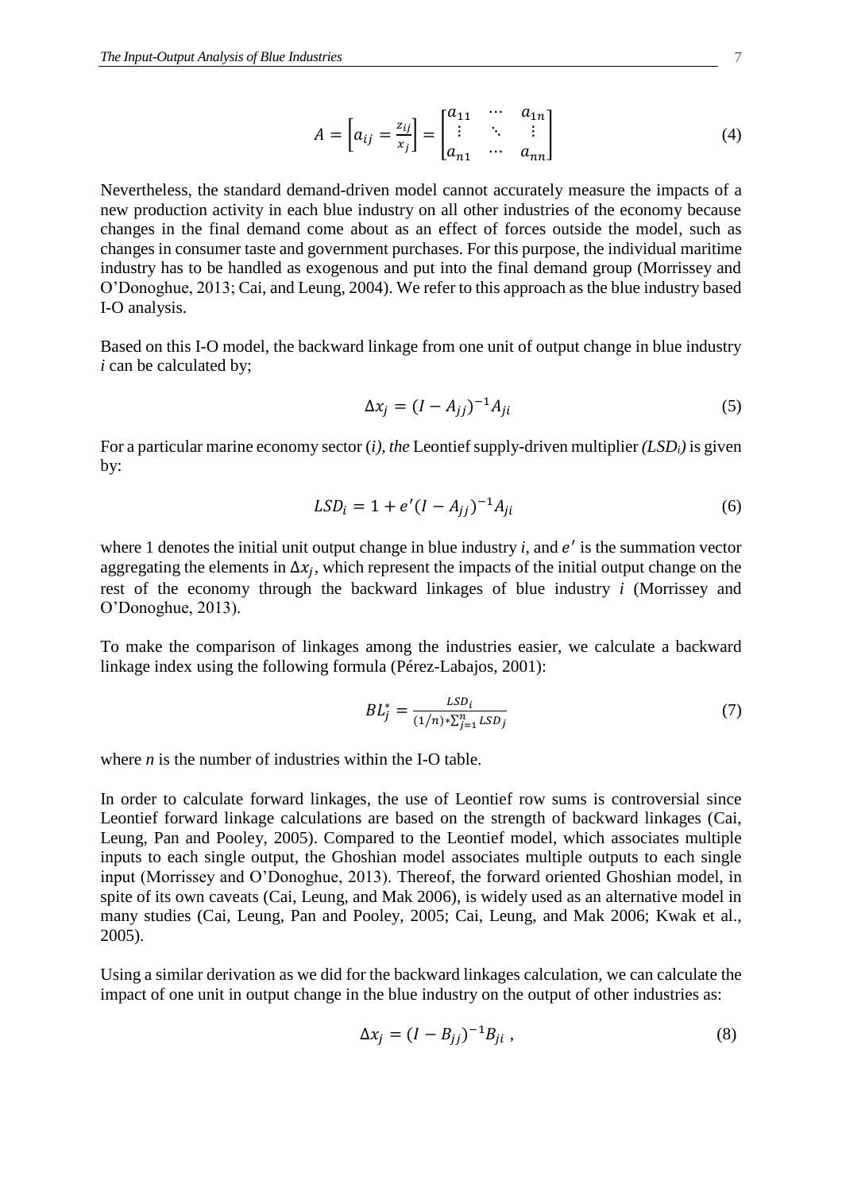$$A = \left[a_{ij} = \frac{z_{ij}}{x_j}\right] = \begin{bmatrix} a_{11} & \cdots & a_{1n} \\ \vdots & \ddots & \vdots \\ a_{n1} & \cdots & a_{nn} \end{bmatrix} \tag{4}$$

Nevertheless, the standard demand-driven model cannot accurately measure the impacts of a new production activity in each blue industry on all other industries of the economy because changes in the final demand come about as an effect of forces outside the model, such as changes in consumer taste and government purchases. For this purpose, the individual maritime industry has to be handled as exogenous and put into the final demand group (Morrissey and O'Donoghue, 2013; Cai, and Leung, 2004). We refer to this approach as the blue industry based I-O analysis.

Based on this I-O model, the backward linkage from one unit of output change in blue industry *i* can be calculated by;

$$\Delta x_j = (I - A_{jj})^{-1} A_{ji} \tag{5}$$

For a particular marine economy sector (*i*), *the* Leontief supply-driven multiplier *(LSD$_i$)* is given by:

$$LSD_i = 1 + e'(I - A_{jj})^{-1} A_{ji} \tag{6}$$

where 1 denotes the initial unit output change in blue industry *i*, and $e'$ is the summation vector aggregating the elements in $\Delta x_j$, which represent the impacts of the initial output change on the rest of the economy through the backward linkages of blue industry *i* (Morrissey and O'Donoghue, 2013).

To make the comparison of linkages among the industries easier, we calculate a backward linkage index using the following formula (Pérez-Labajos, 2001):

$$BL_j^* = \frac{LSD_i}{(1/n) * \sum_{j=1}^{n} LSD_j} \tag{7}$$

where *n* is the number of industries within the I-O table.

In order to calculate forward linkages, the use of Leontief row sums is controversial since Leontief forward linkage calculations are based on the strength of backward linkages (Cai, Leung, Pan and Pooley, 2005). Compared to the Leontief model, which associates multiple inputs to each single output, the Ghoshian model associates multiple outputs to each single input (Morrissey and O'Donoghue, 2013). Thereof, the forward oriented Ghoshian model, in spite of its own caveats (Cai, Leung, and Mak 2006), is widely used as an alternative model in many studies (Cai, Leung, Pan and Pooley, 2005; Cai, Leung, and Mak 2006; Kwak et al., 2005).

Using a similar derivation as we did for the backward linkages calculation, we can calculate the impact of one unit in output change in the blue industry on the output of other industries as:

$$\Delta x_j = (I - B_{jj})^{-1} B_{ji} \ , \tag{8}$$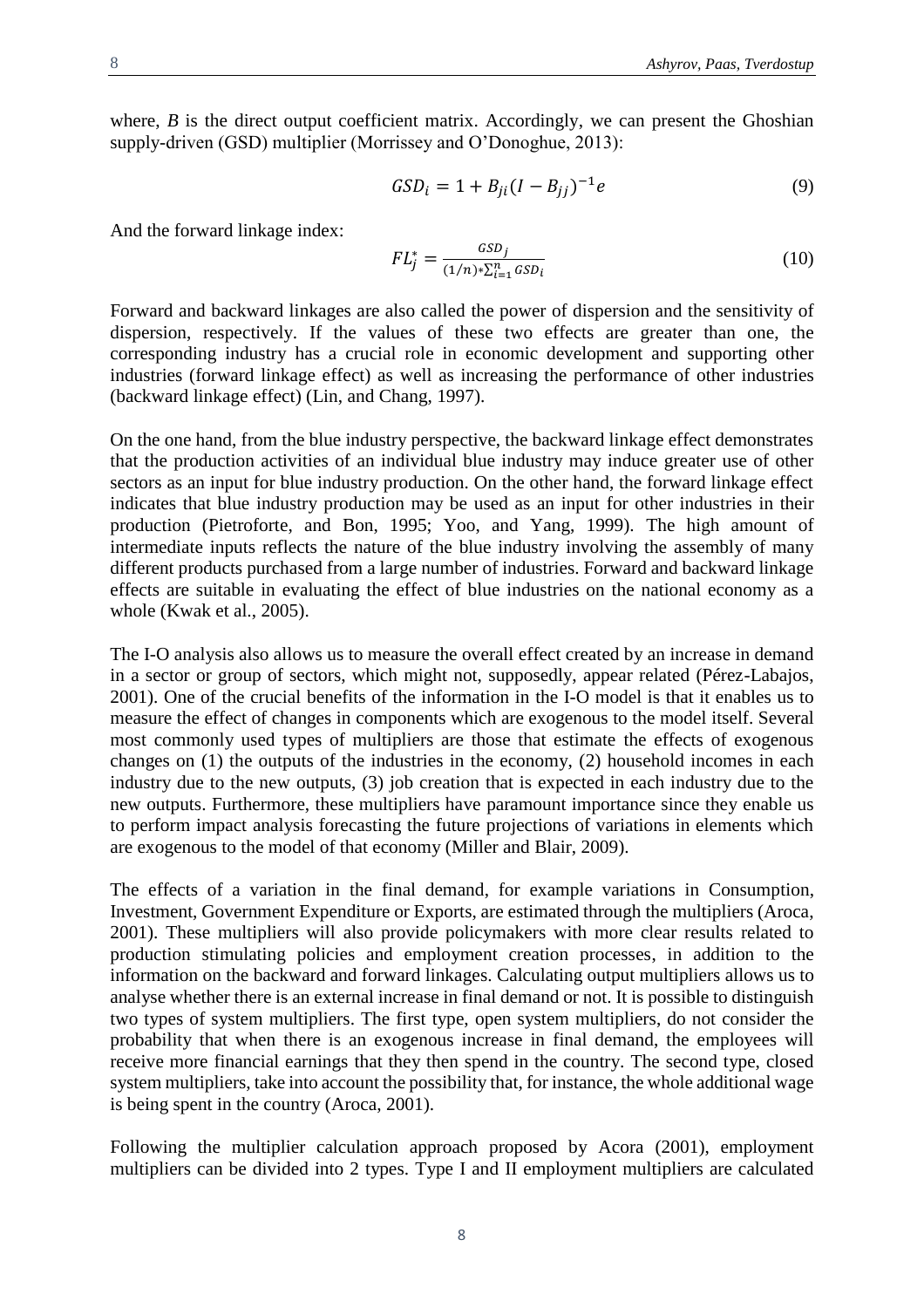where, $B$ is the direct output coefficient matrix. Accordingly, we can present the Ghoshian supply-driven (GSD) multiplier (Morrissey and O'Donoghue, 2013):

$$GSD_i = 1 + B_{ji}(I - B_{jj})^{-1}e \tag{9}$$

And the forward linkage index:

$$FL_j^* = \frac{GSD_j}{(1/n) * \sum_{i=1}^{n} GSD_i} \tag{10}$$

Forward and backward linkages are also called the power of dispersion and the sensitivity of dispersion, respectively. If the values of these two effects are greater than one, the corresponding industry has a crucial role in economic development and supporting other industries (forward linkage effect) as well as increasing the performance of other industries (backward linkage effect) (Lin, and Chang, 1997).

On the one hand, from the blue industry perspective, the backward linkage effect demonstrates that the production activities of an individual blue industry may induce greater use of other sectors as an input for blue industry production. On the other hand, the forward linkage effect indicates that blue industry production may be used as an input for other industries in their production (Pietroforte, and Bon, 1995; Yoo, and Yang, 1999). The high amount of intermediate inputs reflects the nature of the blue industry involving the assembly of many different products purchased from a large number of industries. Forward and backward linkage effects are suitable in evaluating the effect of blue industries on the national economy as a whole (Kwak et al., 2005).

The I-O analysis also allows us to measure the overall effect created by an increase in demand in a sector or group of sectors, which might not, supposedly, appear related (Pérez-Labajos, 2001). One of the crucial benefits of the information in the I-O model is that it enables us to measure the effect of changes in components which are exogenous to the model itself. Several most commonly used types of multipliers are those that estimate the effects of exogenous changes on (1) the outputs of the industries in the economy, (2) household incomes in each industry due to the new outputs, (3) job creation that is expected in each industry due to the new outputs. Furthermore, these multipliers have paramount importance since they enable us to perform impact analysis forecasting the future projections of variations in elements which are exogenous to the model of that economy (Miller and Blair, 2009).

The effects of a variation in the final demand, for example variations in Consumption, Investment, Government Expenditure or Exports, are estimated through the multipliers (Aroca, 2001). These multipliers will also provide policymakers with more clear results related to production stimulating policies and employment creation processes, in addition to the information on the backward and forward linkages. Calculating output multipliers allows us to analyse whether there is an external increase in final demand or not. It is possible to distinguish two types of system multipliers. The first type, open system multipliers, do not consider the probability that when there is an exogenous increase in final demand, the employees will receive more financial earnings that they then spend in the country. The second type, closed system multipliers, take into account the possibility that, for instance, the whole additional wage is being spent in the country (Aroca, 2001).

Following the multiplier calculation approach proposed by Acora (2001), employment multipliers can be divided into 2 types. Type I and II employment multipliers are calculated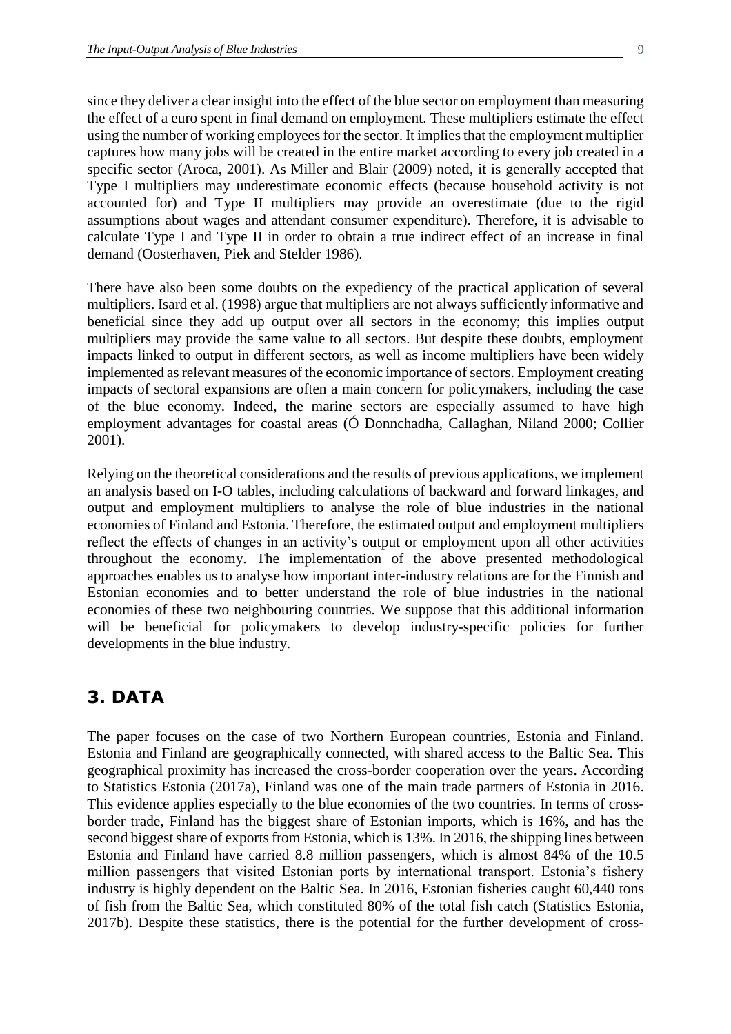since they deliver a clear insight into the effect of the blue sector on employment than measuring the effect of a euro spent in final demand on employment. These multipliers estimate the effect using the number of working employees for the sector. It implies that the employment multiplier captures how many jobs will be created in the entire market according to every job created in a specific sector (Aroca, 2001). As Miller and Blair (2009) noted, it is generally accepted that Type I multipliers may underestimate economic effects (because household activity is not accounted for) and Type II multipliers may provide an overestimate (due to the rigid assumptions about wages and attendant consumer expenditure). Therefore, it is advisable to calculate Type I and Type II in order to obtain a true indirect effect of an increase in final demand (Oosterhaven, Piek and Stelder 1986).

There have also been some doubts on the expediency of the practical application of several multipliers. Isard et al. (1998) argue that multipliers are not always sufficiently informative and beneficial since they add up output over all sectors in the economy; this implies output multipliers may provide the same value to all sectors. But despite these doubts, employment impacts linked to output in different sectors, as well as income multipliers have been widely implemented as relevant measures of the economic importance of sectors. Employment creating impacts of sectoral expansions are often a main concern for policymakers, including the case of the blue economy. Indeed, the marine sectors are especially assumed to have high employment advantages for coastal areas (Ó Donnchadha, Callaghan, Niland 2000; Collier 2001).

Relying on the theoretical considerations and the results of previous applications, we implement an analysis based on I-O tables, including calculations of backward and forward linkages, and output and employment multipliers to analyse the role of blue industries in the national economies of Finland and Estonia. Therefore, the estimated output and employment multipliers reflect the effects of changes in an activity's output or employment upon all other activities throughout the economy. The implementation of the above presented methodological approaches enables us to analyse how important inter-industry relations are for the Finnish and Estonian economies and to better understand the role of blue industries in the national economies of these two neighbouring countries. We suppose that this additional information will be beneficial for policymakers to develop industry-specific policies for further developments in the blue industry.

## 3. DATA

The paper focuses on the case of two Northern European countries, Estonia and Finland. Estonia and Finland are geographically connected, with shared access to the Baltic Sea. This geographical proximity has increased the cross-border cooperation over the years. According to Statistics Estonia (2017a), Finland was one of the main trade partners of Estonia in 2016. This evidence applies especially to the blue economies of the two countries. In terms of cross-border trade, Finland has the biggest share of Estonian imports, which is 16%, and has the second biggest share of exports from Estonia, which is 13%. In 2016, the shipping lines between Estonia and Finland have carried 8.8 million passengers, which is almost 84% of the 10.5 million passengers that visited Estonian ports by international transport. Estonia's fishery industry is highly dependent on the Baltic Sea. In 2016, Estonian fisheries caught 60,440 tons of fish from the Baltic Sea, which constituted 80% of the total fish catch (Statistics Estonia, 2017b). Despite these statistics, there is the potential for the further development of cross-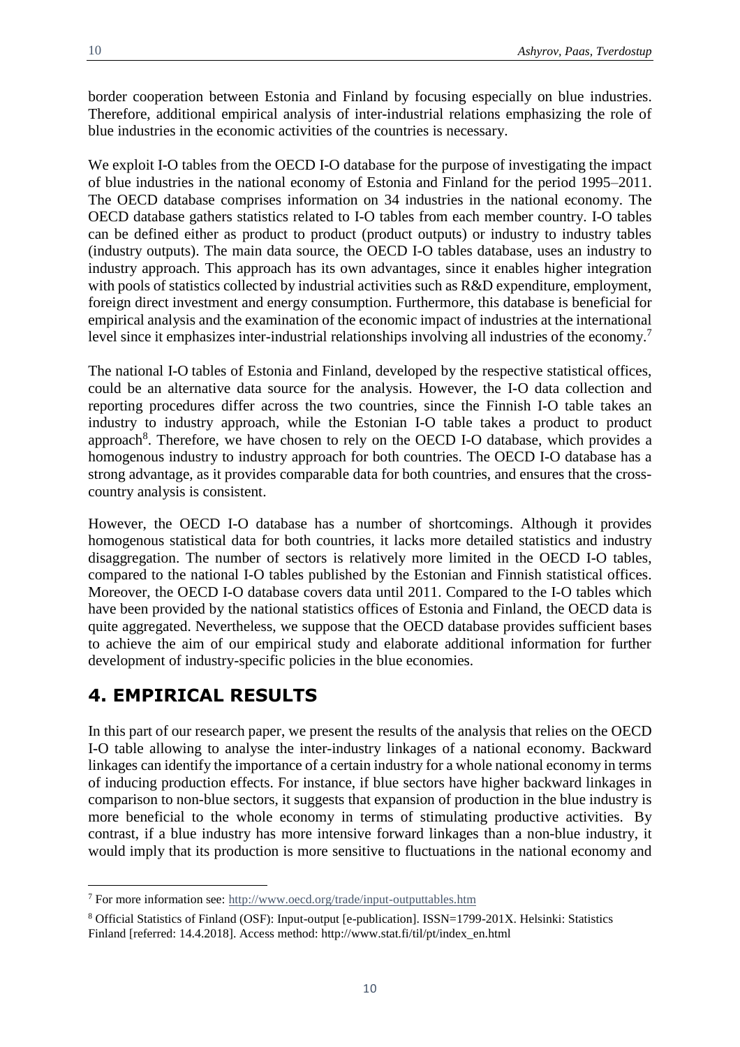border cooperation between Estonia and Finland by focusing especially on blue industries. Therefore, additional empirical analysis of inter-industrial relations emphasizing the role of blue industries in the economic activities of the countries is necessary.

We exploit I-O tables from the OECD I-O database for the purpose of investigating the impact of blue industries in the national economy of Estonia and Finland for the period 1995–2011. The OECD database comprises information on 34 industries in the national economy. The OECD database gathers statistics related to I-O tables from each member country. I-O tables can be defined either as product to product (product outputs) or industry to industry tables (industry outputs). The main data source, the OECD I-O tables database, uses an industry to industry approach. This approach has its own advantages, since it enables higher integration with pools of statistics collected by industrial activities such as R&D expenditure, employment, foreign direct investment and energy consumption. Furthermore, this database is beneficial for empirical analysis and the examination of the economic impact of industries at the international level since it emphasizes inter-industrial relationships involving all industries of the economy.[7]

The national I-O tables of Estonia and Finland, developed by the respective statistical offices, could be an alternative data source for the analysis. However, the I-O data collection and reporting procedures differ across the two countries, since the Finnish I-O table takes an industry to industry approach, while the Estonian I-O table takes a product to product approach[8]. Therefore, we have chosen to rely on the OECD I-O database, which provides a homogenous industry to industry approach for both countries. The OECD I-O database has a strong advantage, as it provides comparable data for both countries, and ensures that the cross-country analysis is consistent.

However, the OECD I-O database has a number of shortcomings. Although it provides homogenous statistical data for both countries, it lacks more detailed statistics and industry disaggregation. The number of sectors is relatively more limited in the OECD I-O tables, compared to the national I-O tables published by the Estonian and Finnish statistical offices. Moreover, the OECD I-O database covers data until 2011. Compared to the I-O tables which have been provided by the national statistics offices of Estonia and Finland, the OECD data is quite aggregated. Nevertheless, we suppose that the OECD database provides sufficient bases to achieve the aim of our empirical study and elaborate additional information for further development of industry-specific policies in the blue economies.

# 4. EMPIRICAL RESULTS

In this part of our research paper, we present the results of the analysis that relies on the OECD I-O table allowing to analyse the inter-industry linkages of a national economy. Backward linkages can identify the importance of a certain industry for a whole national economy in terms of inducing production effects. For instance, if blue sectors have higher backward linkages in comparison to non-blue sectors, it suggests that expansion of production in the blue industry is more beneficial to the whole economy in terms of stimulating productive activities. By contrast, if a blue industry has more intensive forward linkages than a non-blue industry, it would imply that its production is more sensitive to fluctuations in the national economy and

---

[7] For more information see: http://www.oecd.org/trade/input-outputtables.htm

[8] Official Statistics of Finland (OSF): Input-output [e-publication]. ISSN=1799-201X. Helsinki: Statistics Finland [referred: 14.4.2018]. Access method: http://www.stat.fi/til/pt/index_en.html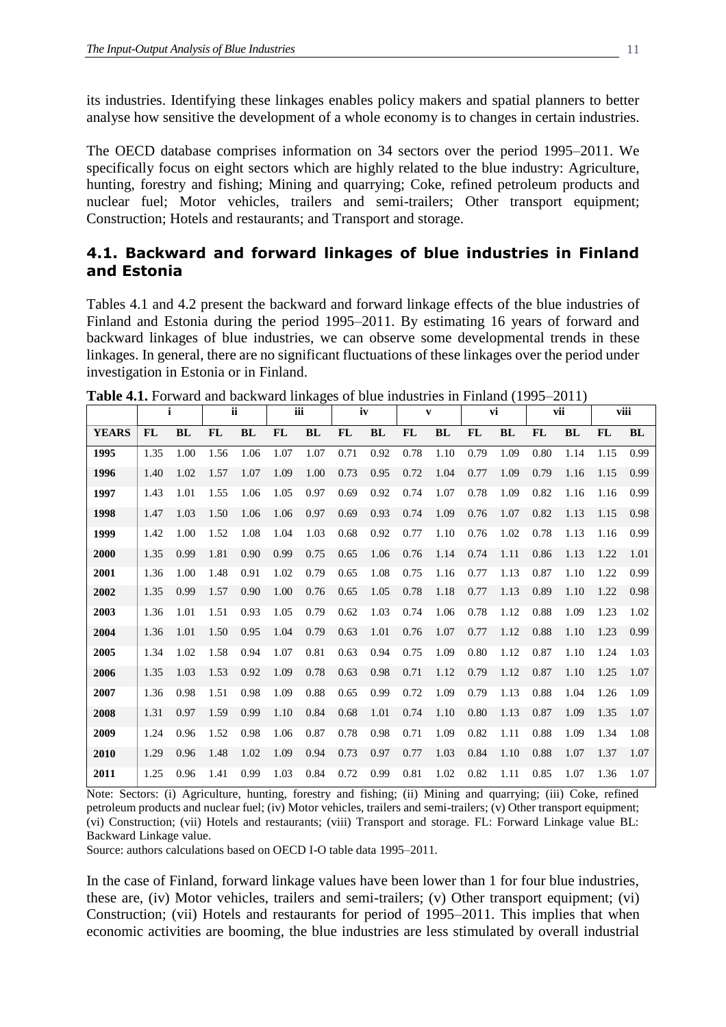its industries. Identifying these linkages enables policy makers and spatial planners to better analyse how sensitive the development of a whole economy is to changes in certain industries.

The OECD database comprises information on 34 sectors over the period 1995–2011. We specifically focus on eight sectors which are highly related to the blue industry: Agriculture, hunting, forestry and fishing; Mining and quarrying; Coke, refined petroleum products and nuclear fuel; Motor vehicles, trailers and semi-trailers; Other transport equipment; Construction; Hotels and restaurants; and Transport and storage.

## 4.1. Backward and forward linkages of blue industries in Finland and Estonia

Tables 4.1 and 4.2 present the backward and forward linkage effects of the blue industries of Finland and Estonia during the period 1995–2011. By estimating 16 years of forward and backward linkages of blue industries, we can observe some developmental trends in these linkages. In general, there are no significant fluctuations of these linkages over the period under investigation in Estonia or in Finland.

**Table 4.1.** Forward and backward linkages of blue industries in Finland (1995–2011)

| | i | | ii | | iii | | iv | | v | | vi | | vii | | viii | |
|---|---|---|---|---|---|---|---|---|---|---|---|---|---|---|---|---|
| **YEARS** | **FL** | **BL** | **FL** | **BL** | **FL** | **BL** | **FL** | **BL** | **FL** | **BL** | **FL** | **BL** | **FL** | **BL** | **FL** | **BL** |
| **1995** | 1.35 | 1.00 | 1.56 | 1.06 | 1.07 | 1.07 | 0.71 | 0.92 | 0.78 | 1.10 | 0.79 | 1.09 | 0.80 | 1.14 | 1.15 | 0.99 |
| **1996** | 1.40 | 1.02 | 1.57 | 1.07 | 1.09 | 1.00 | 0.73 | 0.95 | 0.72 | 1.04 | 0.77 | 1.09 | 0.79 | 1.16 | 1.15 | 0.99 |
| **1997** | 1.43 | 1.01 | 1.55 | 1.06 | 1.05 | 0.97 | 0.69 | 0.92 | 0.74 | 1.07 | 0.78 | 1.09 | 0.82 | 1.16 | 1.16 | 0.99 |
| **1998** | 1.47 | 1.03 | 1.50 | 1.06 | 1.06 | 0.97 | 0.69 | 0.93 | 0.74 | 1.09 | 0.76 | 1.07 | 0.82 | 1.13 | 1.15 | 0.98 |
| **1999** | 1.42 | 1.00 | 1.52 | 1.08 | 1.04 | 1.03 | 0.68 | 0.92 | 0.77 | 1.10 | 0.76 | 1.02 | 0.78 | 1.13 | 1.16 | 0.99 |
| **2000** | 1.35 | 0.99 | 1.81 | 0.90 | 0.99 | 0.75 | 0.65 | 1.06 | 0.76 | 1.14 | 0.74 | 1.11 | 0.86 | 1.13 | 1.22 | 1.01 |
| **2001** | 1.36 | 1.00 | 1.48 | 0.91 | 1.02 | 0.79 | 0.65 | 1.08 | 0.75 | 1.16 | 0.77 | 1.13 | 0.87 | 1.10 | 1.22 | 0.99 |
| **2002** | 1.35 | 0.99 | 1.57 | 0.90 | 1.00 | 0.76 | 0.65 | 1.05 | 0.78 | 1.18 | 0.77 | 1.13 | 0.89 | 1.10 | 1.22 | 0.98 |
| **2003** | 1.36 | 1.01 | 1.51 | 0.93 | 1.05 | 0.79 | 0.62 | 1.03 | 0.74 | 1.06 | 0.78 | 1.12 | 0.88 | 1.09 | 1.23 | 1.02 |
| **2004** | 1.36 | 1.01 | 1.50 | 0.95 | 1.04 | 0.79 | 0.63 | 1.01 | 0.76 | 1.07 | 0.77 | 1.12 | 0.88 | 1.10 | 1.23 | 0.99 |
| **2005** | 1.34 | 1.02 | 1.58 | 0.94 | 1.07 | 0.81 | 0.63 | 0.94 | 0.75 | 1.09 | 0.80 | 1.12 | 0.87 | 1.10 | 1.24 | 1.03 |
| **2006** | 1.35 | 1.03 | 1.53 | 0.92 | 1.09 | 0.78 | 0.63 | 0.98 | 0.71 | 1.12 | 0.79 | 1.12 | 0.87 | 1.10 | 1.25 | 1.07 |
| **2007** | 1.36 | 0.98 | 1.51 | 0.98 | 1.09 | 0.88 | 0.65 | 0.99 | 0.72 | 1.09 | 0.79 | 1.13 | 0.88 | 1.04 | 1.26 | 1.09 |
| **2008** | 1.31 | 0.97 | 1.59 | 0.99 | 1.10 | 0.84 | 0.68 | 1.01 | 0.74 | 1.10 | 0.80 | 1.13 | 0.87 | 1.09 | 1.35 | 1.07 |
| **2009** | 1.24 | 0.96 | 1.52 | 0.98 | 1.06 | 0.87 | 0.78 | 0.98 | 0.71 | 1.09 | 0.82 | 1.11 | 0.88 | 1.09 | 1.34 | 1.08 |
| **2010** | 1.29 | 0.96 | 1.48 | 1.02 | 1.09 | 0.94 | 0.73 | 0.97 | 0.77 | 1.03 | 0.84 | 1.10 | 0.88 | 1.07 | 1.37 | 1.07 |
| **2011** | 1.25 | 0.96 | 1.41 | 0.99 | 1.03 | 0.84 | 0.72 | 0.99 | 0.81 | 1.02 | 0.82 | 1.11 | 0.85 | 1.07 | 1.36 | 1.07 |

Note: Sectors: (i) Agriculture, hunting, forestry and fishing; (ii) Mining and quarrying; (iii) Coke, refined petroleum products and nuclear fuel; (iv) Motor vehicles, trailers and semi-trailers; (v) Other transport equipment; (vi) Construction; (vii) Hotels and restaurants; (viii) Transport and storage. FL: Forward Linkage value BL: Backward Linkage value.

Source: authors calculations based on OECD I-O table data 1995–2011.

In the case of Finland, forward linkage values have been lower than 1 for four blue industries, these are, (iv) Motor vehicles, trailers and semi-trailers; (v) Other transport equipment; (vi) Construction; (vii) Hotels and restaurants for period of 1995–2011. This implies that when economic activities are booming, the blue industries are less stimulated by overall industrial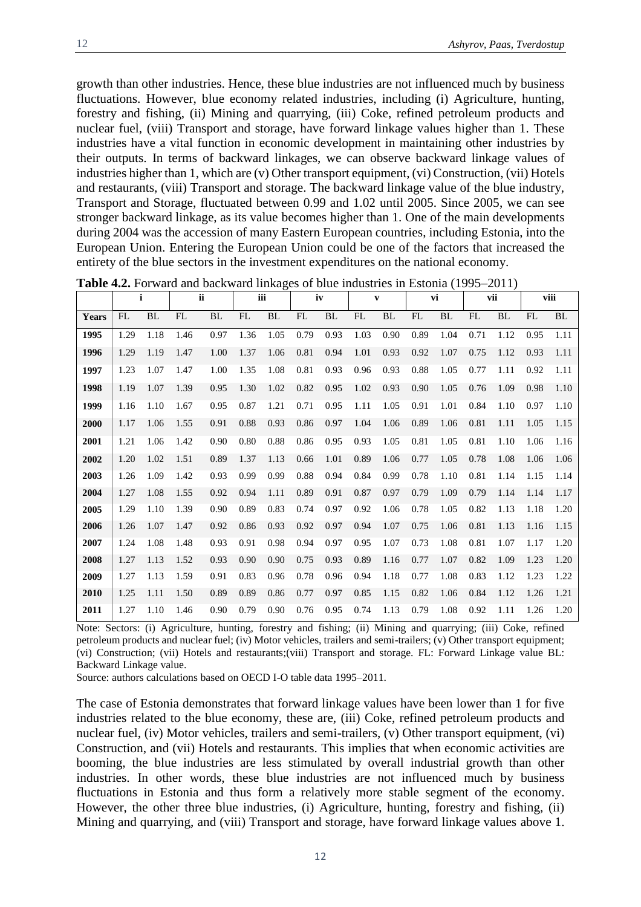growth than other industries. Hence, these blue industries are not influenced much by business fluctuations. However, blue economy related industries, including (i) Agriculture, hunting, forestry and fishing, (ii) Mining and quarrying, (iii) Coke, refined petroleum products and nuclear fuel, (viii) Transport and storage, have forward linkage values higher than 1. These industries have a vital function in economic development in maintaining other industries by their outputs. In terms of backward linkages, we can observe backward linkage values of industries higher than 1, which are (v) Other transport equipment, (vi) Construction, (vii) Hotels and restaurants, (viii) Transport and storage. The backward linkage value of the blue industry, Transport and Storage, fluctuated between 0.99 and 1.02 until 2005. Since 2005, we can see stronger backward linkage, as its value becomes higher than 1. One of the main developments during 2004 was the accession of many Eastern European countries, including Estonia, into the European Union. Entering the European Union could be one of the factors that increased the entirety of the blue sectors in the investment expenditures on the national economy.

**Table 4.2.** Forward and backward linkages of blue industries in Estonia (1995–2011)

| | i | | ii | | iii | | iv | | v | | vi | | vii | | viii | |
|---|---|---|---|---|---|---|---|---|---|---|---|---|---|---|---|---|
| **Years** | FL | BL | FL | BL | FL | BL | FL | BL | FL | BL | FL | BL | FL | BL | FL | BL |
| **1995** | 1.29 | 1.18 | 1.46 | 0.97 | 1.36 | 1.05 | 0.79 | 0.93 | 1.03 | 0.90 | 0.89 | 1.04 | 0.71 | 1.12 | 0.95 | 1.11 |
| **1996** | 1.29 | 1.19 | 1.47 | 1.00 | 1.37 | 1.06 | 0.81 | 0.94 | 1.01 | 0.93 | 0.92 | 1.07 | 0.75 | 1.12 | 0.93 | 1.11 |
| **1997** | 1.23 | 1.07 | 1.47 | 1.00 | 1.35 | 1.08 | 0.81 | 0.93 | 0.96 | 0.93 | 0.88 | 1.05 | 0.77 | 1.11 | 0.92 | 1.11 |
| **1998** | 1.19 | 1.07 | 1.39 | 0.95 | 1.30 | 1.02 | 0.82 | 0.95 | 1.02 | 0.93 | 0.90 | 1.05 | 0.76 | 1.09 | 0.98 | 1.10 |
| **1999** | 1.16 | 1.10 | 1.67 | 0.95 | 0.87 | 1.21 | 0.71 | 0.95 | 1.11 | 1.05 | 0.91 | 1.01 | 0.84 | 1.10 | 0.97 | 1.10 |
| **2000** | 1.17 | 1.06 | 1.55 | 0.91 | 0.88 | 0.93 | 0.86 | 0.97 | 1.04 | 1.06 | 0.89 | 1.06 | 0.81 | 1.11 | 1.05 | 1.15 |
| **2001** | 1.21 | 1.06 | 1.42 | 0.90 | 0.80 | 0.88 | 0.86 | 0.95 | 0.93 | 1.05 | 0.81 | 1.05 | 0.81 | 1.10 | 1.06 | 1.16 |
| **2002** | 1.20 | 1.02 | 1.51 | 0.89 | 1.37 | 1.13 | 0.66 | 1.01 | 0.89 | 1.06 | 0.77 | 1.05 | 0.78 | 1.08 | 1.06 | 1.06 |
| **2003** | 1.26 | 1.09 | 1.42 | 0.93 | 0.99 | 0.99 | 0.88 | 0.94 | 0.84 | 0.99 | 0.78 | 1.10 | 0.81 | 1.14 | 1.15 | 1.14 |
| **2004** | 1.27 | 1.08 | 1.55 | 0.92 | 0.94 | 1.11 | 0.89 | 0.91 | 0.87 | 0.97 | 0.79 | 1.09 | 0.79 | 1.14 | 1.14 | 1.17 |
| **2005** | 1.29 | 1.10 | 1.39 | 0.90 | 0.89 | 0.83 | 0.74 | 0.97 | 0.92 | 1.06 | 0.78 | 1.05 | 0.82 | 1.13 | 1.18 | 1.20 |
| **2006** | 1.26 | 1.07 | 1.47 | 0.92 | 0.86 | 0.93 | 0.92 | 0.97 | 0.94 | 1.07 | 0.75 | 1.06 | 0.81 | 1.13 | 1.16 | 1.15 |
| **2007** | 1.24 | 1.08 | 1.48 | 0.93 | 0.91 | 0.98 | 0.94 | 0.97 | 0.95 | 1.07 | 0.73 | 1.08 | 0.81 | 1.07 | 1.17 | 1.20 |
| **2008** | 1.27 | 1.13 | 1.52 | 0.93 | 0.90 | 0.90 | 0.75 | 0.93 | 0.89 | 1.16 | 0.77 | 1.07 | 0.82 | 1.09 | 1.23 | 1.20 |
| **2009** | 1.27 | 1.13 | 1.59 | 0.91 | 0.83 | 0.96 | 0.78 | 0.96 | 0.94 | 1.18 | 0.77 | 1.08 | 0.83 | 1.12 | 1.23 | 1.22 |
| **2010** | 1.25 | 1.11 | 1.50 | 0.89 | 0.89 | 0.86 | 0.77 | 0.97 | 0.85 | 1.15 | 0.82 | 1.06 | 0.84 | 1.12 | 1.26 | 1.21 |
| **2011** | 1.27 | 1.10 | 1.46 | 0.90 | 0.79 | 0.90 | 0.76 | 0.95 | 0.74 | 1.13 | 0.79 | 1.08 | 0.92 | 1.11 | 1.26 | 1.20 |

Note: Sectors: (i) Agriculture, hunting, forestry and fishing; (ii) Mining and quarrying; (iii) Coke, refined petroleum products and nuclear fuel; (iv) Motor vehicles, trailers and semi-trailers; (v) Other transport equipment; (vi) Construction; (vii) Hotels and restaurants;(viii) Transport and storage. FL: Forward Linkage value BL: Backward Linkage value.

Source: authors calculations based on OECD I-O table data 1995–2011.

The case of Estonia demonstrates that forward linkage values have been lower than 1 for five industries related to the blue economy, these are, (iii) Coke, refined petroleum products and nuclear fuel, (iv) Motor vehicles, trailers and semi-trailers, (v) Other transport equipment, (vi) Construction, and (vii) Hotels and restaurants. This implies that when economic activities are booming, the blue industries are less stimulated by overall industrial growth than other industries. In other words, these blue industries are not influenced much by business fluctuations in Estonia and thus form a relatively more stable segment of the economy. However, the other three blue industries, (i) Agriculture, hunting, forestry and fishing, (ii) Mining and quarrying, and (viii) Transport and storage, have forward linkage values above 1.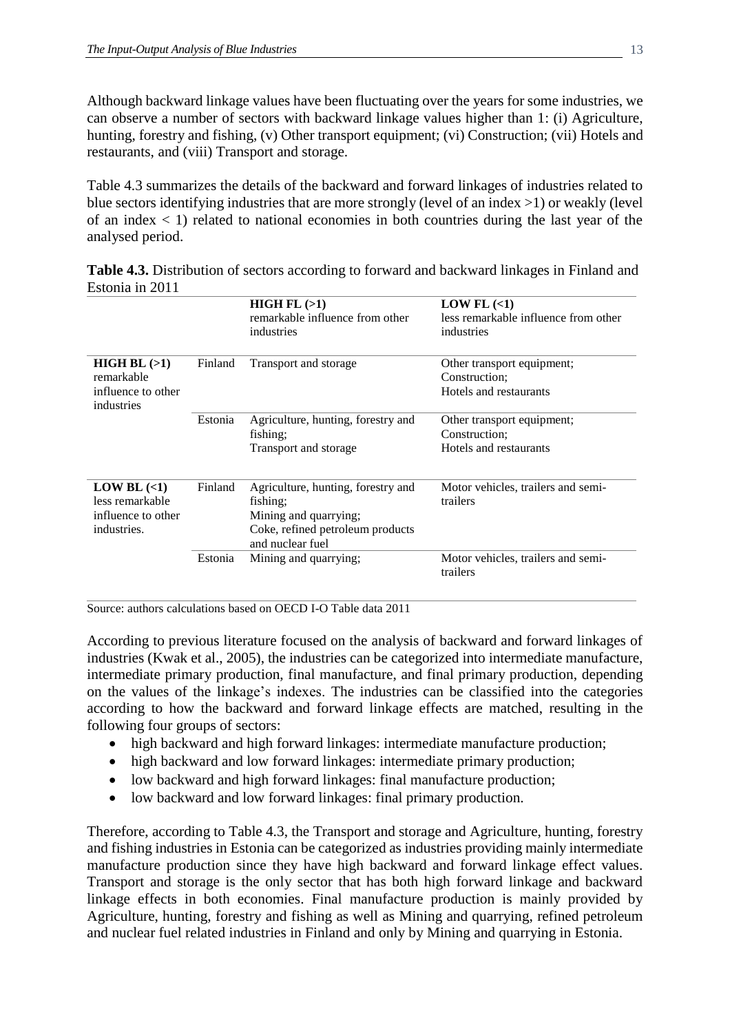Although backward linkage values have been fluctuating over the years for some industries, we can observe a number of sectors with backward linkage values higher than 1: (i) Agriculture, hunting, forestry and fishing, (v) Other transport equipment; (vi) Construction; (vii) Hotels and restaurants, and (viii) Transport and storage.

Table 4.3 summarizes the details of the backward and forward linkages of industries related to blue sectors identifying industries that are more strongly (level of an index >1) or weakly (level of an index < 1) related to national economies in both countries during the last year of the analysed period.

**Table 4.3.** Distribution of sectors according to forward and backward linkages in Finland and Estonia in 2011

| | | **HIGH FL (>1)** remarkable influence from other industries | **LOW FL (<1)** less remarkable influence from other industries |
|---|---|---|---|
| **HIGH BL (>1)** remarkable influence to other industries | Finland | Transport and storage | Other transport equipment; Construction; Hotels and restaurants |
| | Estonia | Agriculture, hunting, forestry and fishing; Transport and storage | Other transport equipment; Construction; Hotels and restaurants |
| **LOW BL (<1)** less remarkable influence to other industries. | Finland | Agriculture, hunting, forestry and fishing; Mining and quarrying; Coke, refined petroleum products and nuclear fuel | Motor vehicles, trailers and semi-trailers |
| | Estonia | Mining and quarrying; | Motor vehicles, trailers and semi-trailers |

Source: authors calculations based on OECD I-O Table data 2011

According to previous literature focused on the analysis of backward and forward linkages of industries (Kwak et al., 2005), the industries can be categorized into intermediate manufacture, intermediate primary production, final manufacture, and final primary production, depending on the values of the linkage's indexes. The industries can be classified into the categories according to how the backward and forward linkage effects are matched, resulting in the following four groups of sectors:

- high backward and high forward linkages: intermediate manufacture production;
- high backward and low forward linkages: intermediate primary production;
- low backward and high forward linkages: final manufacture production;
- low backward and low forward linkages: final primary production.

Therefore, according to Table 4.3, the Transport and storage and Agriculture, hunting, forestry and fishing industries in Estonia can be categorized as industries providing mainly intermediate manufacture production since they have high backward and forward linkage effect values. Transport and storage is the only sector that has both high forward linkage and backward linkage effects in both economies. Final manufacture production is mainly provided by Agriculture, hunting, forestry and fishing as well as Mining and quarrying, refined petroleum and nuclear fuel related industries in Finland and only by Mining and quarrying in Estonia.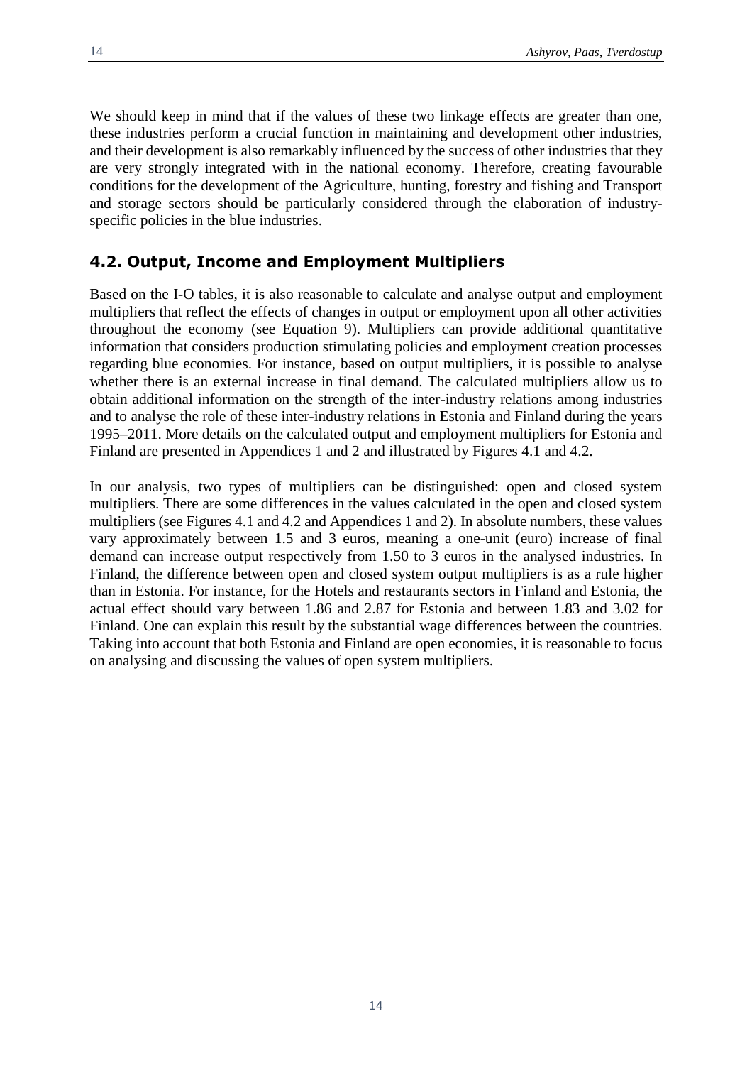We should keep in mind that if the values of these two linkage effects are greater than one, these industries perform a crucial function in maintaining and development other industries, and their development is also remarkably influenced by the success of other industries that they are very strongly integrated with in the national economy. Therefore, creating favourable conditions for the development of the Agriculture, hunting, forestry and fishing and Transport and storage sectors should be particularly considered through the elaboration of industry-specific policies in the blue industries.

## 4.2. Output, Income and Employment Multipliers

Based on the I-O tables, it is also reasonable to calculate and analyse output and employment multipliers that reflect the effects of changes in output or employment upon all other activities throughout the economy (see Equation 9). Multipliers can provide additional quantitative information that considers production stimulating policies and employment creation processes regarding blue economies. For instance, based on output multipliers, it is possible to analyse whether there is an external increase in final demand. The calculated multipliers allow us to obtain additional information on the strength of the inter-industry relations among industries and to analyse the role of these inter-industry relations in Estonia and Finland during the years 1995–2011. More details on the calculated output and employment multipliers for Estonia and Finland are presented in Appendices 1 and 2 and illustrated by Figures 4.1 and 4.2.

In our analysis, two types of multipliers can be distinguished: open and closed system multipliers. There are some differences in the values calculated in the open and closed system multipliers (see Figures 4.1 and 4.2 and Appendices 1 and 2). In absolute numbers, these values vary approximately between 1.5 and 3 euros, meaning a one-unit (euro) increase of final demand can increase output respectively from 1.50 to 3 euros in the analysed industries. In Finland, the difference between open and closed system output multipliers is as a rule higher than in Estonia. For instance, for the Hotels and restaurants sectors in Finland and Estonia, the actual effect should vary between 1.86 and 2.87 for Estonia and between 1.83 and 3.02 for Finland. One can explain this result by the substantial wage differences between the countries. Taking into account that both Estonia and Finland are open economies, it is reasonable to focus on analysing and discussing the values of open system multipliers.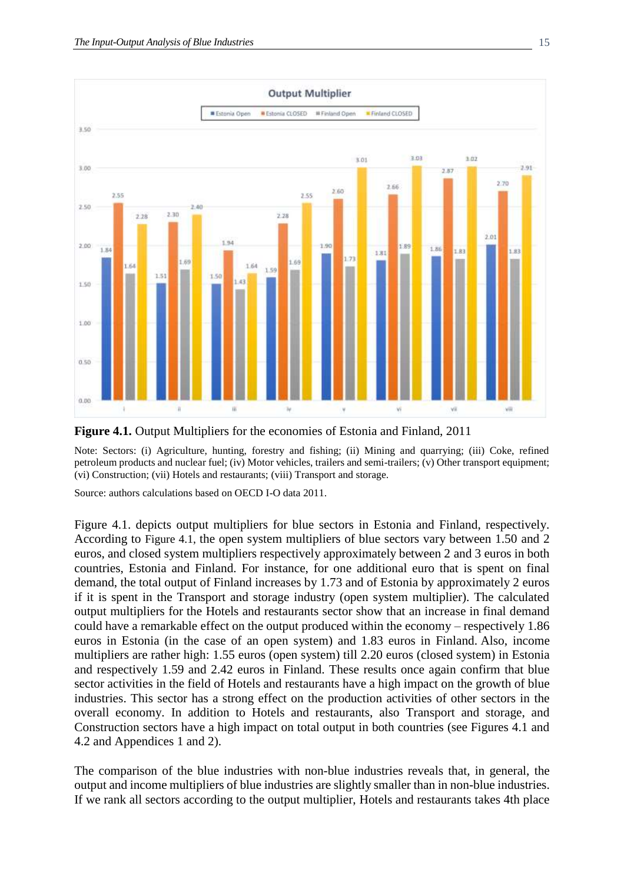**Figure 4.1.** Output Multipliers for the economies of Estonia and Finland, 2011

Note: Sectors: (i) Agriculture, hunting, forestry and fishing; (ii) Mining and quarrying; (iii) Coke, refined petroleum products and nuclear fuel; (iv) Motor vehicles, trailers and semi-trailers; (v) Other transport equipment; (vi) Construction; (vii) Hotels and restaurants; (viii) Transport and storage.

Source: authors calculations based on OECD I-O data 2011.

Figure 4.1. depicts output multipliers for blue sectors in Estonia and Finland, respectively. According to Figure 4.1, the open system multipliers of blue sectors vary between 1.50 and 2 euros, and closed system multipliers respectively approximately between 2 and 3 euros in both countries, Estonia and Finland. For instance, for one additional euro that is spent on final demand, the total output of Finland increases by 1.73 and of Estonia by approximately 2 euros if it is spent in the Transport and storage industry (open system multiplier). The calculated output multipliers for the Hotels and restaurants sector show that an increase in final demand could have a remarkable effect on the output produced within the economy – respectively 1.86 euros in Estonia (in the case of an open system) and 1.83 euros in Finland. Also, income multipliers are rather high: 1.55 euros (open system) till 2.20 euros (closed system) in Estonia and respectively 1.59 and 2.42 euros in Finland. These results once again confirm that blue sector activities in the field of Hotels and restaurants have a high impact on the growth of blue industries. This sector has a strong effect on the production activities of other sectors in the overall economy. In addition to Hotels and restaurants, also Transport and storage, and Construction sectors have a high impact on total output in both countries (see Figures 4.1 and 4.2 and Appendices 1 and 2).

The comparison of the blue industries with non-blue industries reveals that, in general, the output and income multipliers of blue industries are slightly smaller than in non-blue industries. If we rank all sectors according to the output multiplier, Hotels and restaurants takes 4th place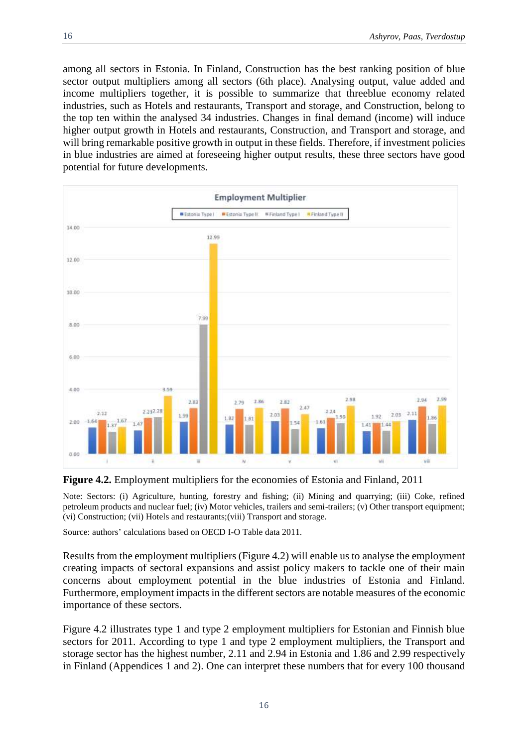among all sectors in Estonia. In Finland, Construction has the best ranking position of blue sector output multipliers among all sectors (6th place). Analysing output, value added and income multipliers together, it is possible to summarize that threeblue economy related industries, such as Hotels and restaurants, Transport and storage, and Construction, belong to the top ten within the analysed 34 industries. Changes in final demand (income) will induce higher output growth in Hotels and restaurants, Construction, and Transport and storage, and will bring remarkable positive growth in output in these fields. Therefore, if investment policies in blue industries are aimed at foreseeing higher output results, these three sectors have good potential for future developments.

**Figure 4.2.** Employment multipliers for the economies of Estonia and Finland, 2011

Note: Sectors: (i) Agriculture, hunting, forestry and fishing; (ii) Mining and quarrying; (iii) Coke, refined petroleum products and nuclear fuel; (iv) Motor vehicles, trailers and semi-trailers; (v) Other transport equipment; (vi) Construction; (vii) Hotels and restaurants;(viii) Transport and storage.

Source: authors' calculations based on OECD I-O Table data 2011.

Results from the employment multipliers (Figure 4.2) will enable us to analyse the employment creating impacts of sectoral expansions and assist policy makers to tackle one of their main concerns about employment potential in the blue industries of Estonia and Finland. Furthermore, employment impacts in the different sectors are notable measures of the economic importance of these sectors.

Figure 4.2 illustrates type 1 and type 2 employment multipliers for Estonian and Finnish blue sectors for 2011. According to type 1 and type 2 employment multipliers, the Transport and storage sector has the highest number, 2.11 and 2.94 in Estonia and 1.86 and 2.99 respectively in Finland (Appendices 1 and 2). One can interpret these numbers that for every 100 thousand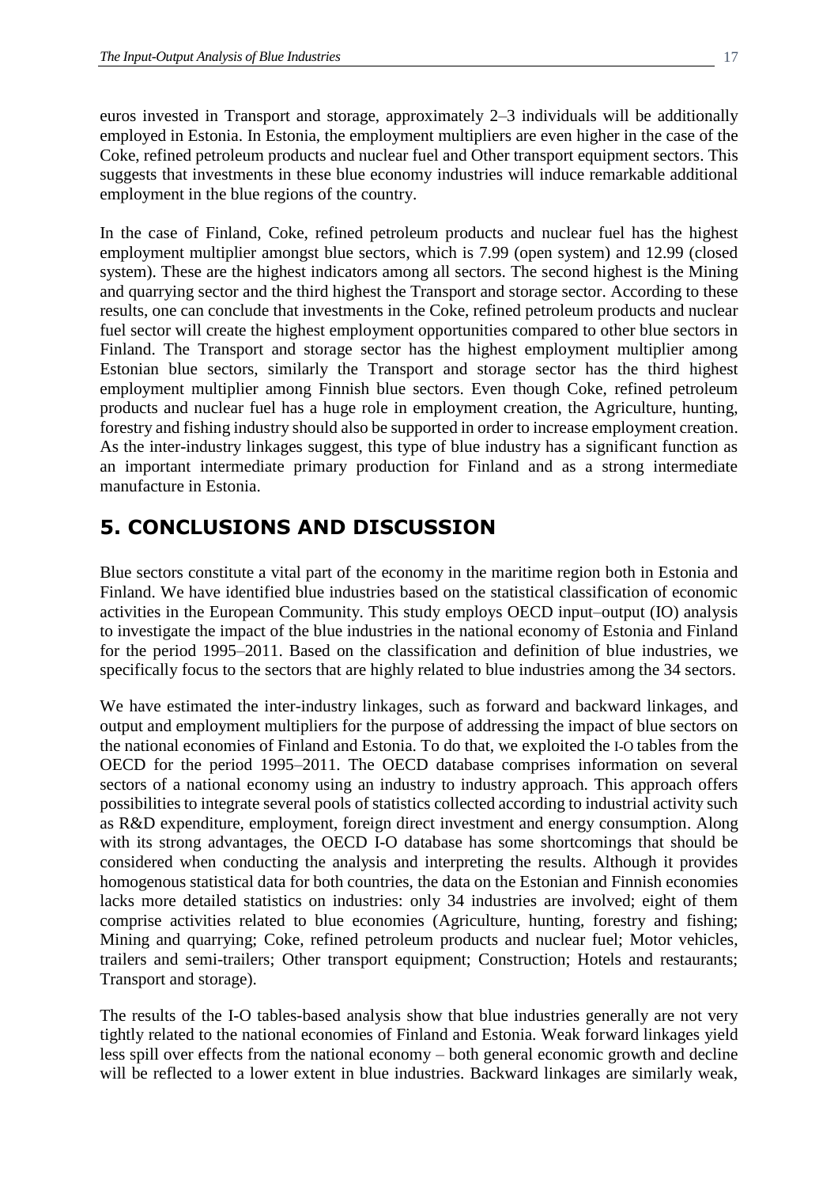euros invested in Transport and storage, approximately 2–3 individuals will be additionally employed in Estonia. In Estonia, the employment multipliers are even higher in the case of the Coke, refined petroleum products and nuclear fuel and Other transport equipment sectors. This suggests that investments in these blue economy industries will induce remarkable additional employment in the blue regions of the country.

In the case of Finland, Coke, refined petroleum products and nuclear fuel has the highest employment multiplier amongst blue sectors, which is 7.99 (open system) and 12.99 (closed system). These are the highest indicators among all sectors. The second highest is the Mining and quarrying sector and the third highest the Transport and storage sector. According to these results, one can conclude that investments in the Coke, refined petroleum products and nuclear fuel sector will create the highest employment opportunities compared to other blue sectors in Finland. The Transport and storage sector has the highest employment multiplier among Estonian blue sectors, similarly the Transport and storage sector has the third highest employment multiplier among Finnish blue sectors. Even though Coke, refined petroleum products and nuclear fuel has a huge role in employment creation, the Agriculture, hunting, forestry and fishing industry should also be supported in order to increase employment creation. As the inter-industry linkages suggest, this type of blue industry has a significant function as an important intermediate primary production for Finland and as a strong intermediate manufacture in Estonia.

## 5. CONCLUSIONS AND DISCUSSION

Blue sectors constitute a vital part of the economy in the maritime region both in Estonia and Finland. We have identified blue industries based on the statistical classification of economic activities in the European Community. This study employs OECD input–output (IO) analysis to investigate the impact of the blue industries in the national economy of Estonia and Finland for the period 1995–2011. Based on the classification and definition of blue industries, we specifically focus to the sectors that are highly related to blue industries among the 34 sectors.

We have estimated the inter-industry linkages, such as forward and backward linkages, and output and employment multipliers for the purpose of addressing the impact of blue sectors on the national economies of Finland and Estonia. To do that, we exploited the I-O tables from the OECD for the period 1995–2011. The OECD database comprises information on several sectors of a national economy using an industry to industry approach. This approach offers possibilities to integrate several pools of statistics collected according to industrial activity such as R&D expenditure, employment, foreign direct investment and energy consumption. Along with its strong advantages, the OECD I-O database has some shortcomings that should be considered when conducting the analysis and interpreting the results. Although it provides homogenous statistical data for both countries, the data on the Estonian and Finnish economies lacks more detailed statistics on industries: only 34 industries are involved; eight of them comprise activities related to blue economies (Agriculture, hunting, forestry and fishing; Mining and quarrying; Coke, refined petroleum products and nuclear fuel; Motor vehicles, trailers and semi-trailers; Other transport equipment; Construction; Hotels and restaurants; Transport and storage).

The results of the I-O tables-based analysis show that blue industries generally are not very tightly related to the national economies of Finland and Estonia. Weak forward linkages yield less spill over effects from the national economy – both general economic growth and decline will be reflected to a lower extent in blue industries. Backward linkages are similarly weak,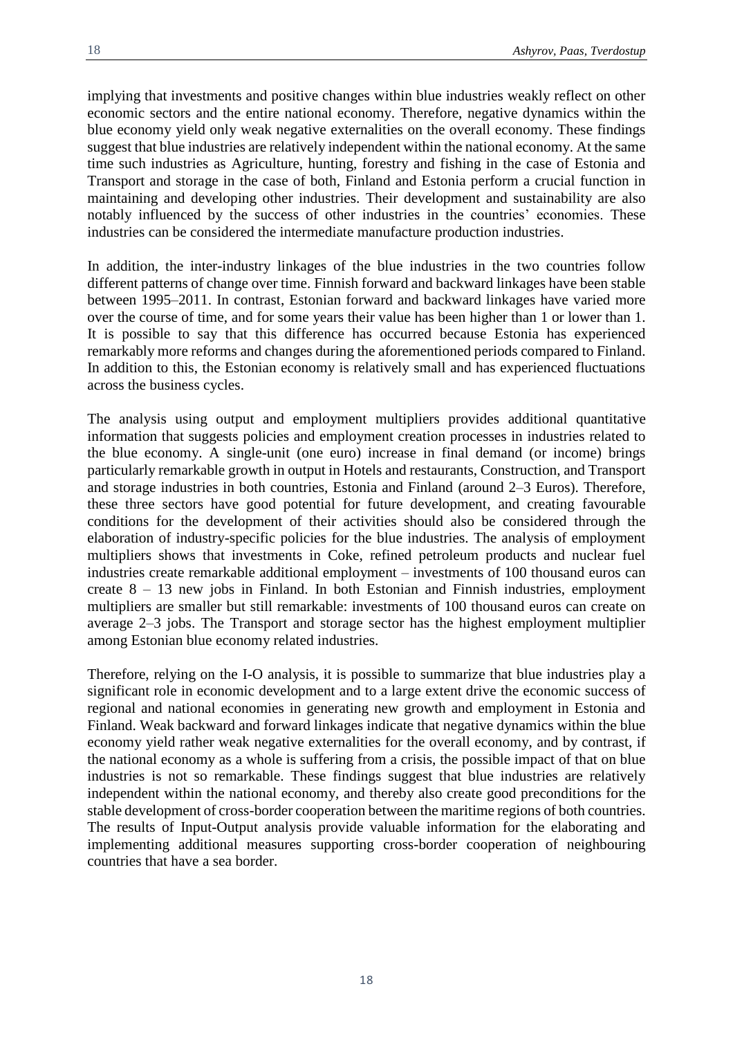implying that investments and positive changes within blue industries weakly reflect on other economic sectors and the entire national economy. Therefore, negative dynamics within the blue economy yield only weak negative externalities on the overall economy. These findings suggest that blue industries are relatively independent within the national economy. At the same time such industries as Agriculture, hunting, forestry and fishing in the case of Estonia and Transport and storage in the case of both, Finland and Estonia perform a crucial function in maintaining and developing other industries. Their development and sustainability are also notably influenced by the success of other industries in the countries' economies. These industries can be considered the intermediate manufacture production industries.

In addition, the inter-industry linkages of the blue industries in the two countries follow different patterns of change over time. Finnish forward and backward linkages have been stable between 1995–2011. In contrast, Estonian forward and backward linkages have varied more over the course of time, and for some years their value has been higher than 1 or lower than 1. It is possible to say that this difference has occurred because Estonia has experienced remarkably more reforms and changes during the aforementioned periods compared to Finland. In addition to this, the Estonian economy is relatively small and has experienced fluctuations across the business cycles.

The analysis using output and employment multipliers provides additional quantitative information that suggests policies and employment creation processes in industries related to the blue economy. A single-unit (one euro) increase in final demand (or income) brings particularly remarkable growth in output in Hotels and restaurants, Construction, and Transport and storage industries in both countries, Estonia and Finland (around 2–3 Euros). Therefore, these three sectors have good potential for future development, and creating favourable conditions for the development of their activities should also be considered through the elaboration of industry-specific policies for the blue industries. The analysis of employment multipliers shows that investments in Coke, refined petroleum products and nuclear fuel industries create remarkable additional employment – investments of 100 thousand euros can create 8 – 13 new jobs in Finland. In both Estonian and Finnish industries, employment multipliers are smaller but still remarkable: investments of 100 thousand euros can create on average 2–3 jobs. The Transport and storage sector has the highest employment multiplier among Estonian blue economy related industries.

Therefore, relying on the I-O analysis, it is possible to summarize that blue industries play a significant role in economic development and to a large extent drive the economic success of regional and national economies in generating new growth and employment in Estonia and Finland. Weak backward and forward linkages indicate that negative dynamics within the blue economy yield rather weak negative externalities for the overall economy, and by contrast, if the national economy as a whole is suffering from a crisis, the possible impact of that on blue industries is not so remarkable. These findings suggest that blue industries are relatively independent within the national economy, and thereby also create good preconditions for the stable development of cross-border cooperation between the maritime regions of both countries. The results of Input-Output analysis provide valuable information for the elaborating and implementing additional measures supporting cross-border cooperation of neighbouring countries that have a sea border.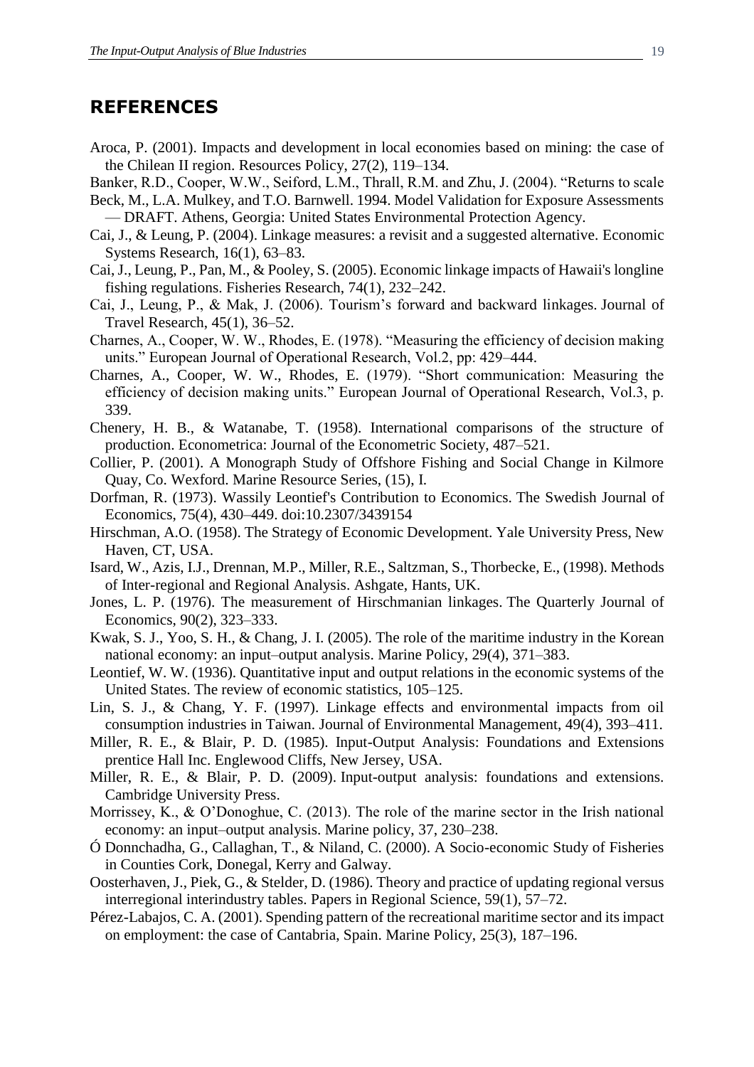## REFERENCES

Aroca, P. (2001). Impacts and development in local economies based on mining: the case of the Chilean II region. Resources Policy, 27(2), 119–134.

Banker, R.D., Cooper, W.W., Seiford, L.M., Thrall, R.M. and Zhu, J. (2004). "Returns to scale

Beck, M., L.A. Mulkey, and T.O. Barnwell. 1994. Model Validation for Exposure Assessments — DRAFT. Athens, Georgia: United States Environmental Protection Agency.

Cai, J., & Leung, P. (2004). Linkage measures: a revisit and a suggested alternative. Economic Systems Research, 16(1), 63–83.

Cai, J., Leung, P., Pan, M., & Pooley, S. (2005). Economic linkage impacts of Hawaii's longline fishing regulations. Fisheries Research, 74(1), 232–242.

Cai, J., Leung, P., & Mak, J. (2006). Tourism's forward and backward linkages. Journal of Travel Research, 45(1), 36–52.

Charnes, A., Cooper, W. W., Rhodes, E. (1978). "Measuring the efficiency of decision making units." European Journal of Operational Research, Vol.2, pp: 429–444.

Charnes, A., Cooper, W. W., Rhodes, E. (1979). "Short communication: Measuring the efficiency of decision making units." European Journal of Operational Research, Vol.3, p. 339.

Chenery, H. B., & Watanabe, T. (1958). International comparisons of the structure of production. Econometrica: Journal of the Econometric Society, 487–521.

Collier, P. (2001). A Monograph Study of Offshore Fishing and Social Change in Kilmore Quay, Co. Wexford. Marine Resource Series, (15), I.

Dorfman, R. (1973). Wassily Leontief's Contribution to Economics. The Swedish Journal of Economics, 75(4), 430–449. doi:10.2307/3439154

Hirschman, A.O. (1958). The Strategy of Economic Development. Yale University Press, New Haven, CT, USA.

Isard, W., Azis, I.J., Drennan, M.P., Miller, R.E., Saltzman, S., Thorbecke, E., (1998). Methods of Inter-regional and Regional Analysis. Ashgate, Hants, UK.

Jones, L. P. (1976). The measurement of Hirschmanian linkages. The Quarterly Journal of Economics, 90(2), 323–333.

Kwak, S. J., Yoo, S. H., & Chang, J. I. (2005). The role of the maritime industry in the Korean national economy: an input–output analysis. Marine Policy, 29(4), 371–383.

Leontief, W. W. (1936). Quantitative input and output relations in the economic systems of the United States. The review of economic statistics, 105–125.

Lin, S. J., & Chang, Y. F. (1997). Linkage effects and environmental impacts from oil consumption industries in Taiwan. Journal of Environmental Management, 49(4), 393–411.

Miller, R. E., & Blair, P. D. (1985). Input-Output Analysis: Foundations and Extensions prentice Hall Inc. Englewood Cliffs, New Jersey, USA.

Miller, R. E., & Blair, P. D. (2009). Input-output analysis: foundations and extensions. Cambridge University Press.

Morrissey, K., & O'Donoghue, C. (2013). The role of the marine sector in the Irish national economy: an input–output analysis. Marine policy, 37, 230–238.

Ó Donnchadha, G., Callaghan, T., & Niland, C. (2000). A Socio-economic Study of Fisheries in Counties Cork, Donegal, Kerry and Galway.

Oosterhaven, J., Piek, G., & Stelder, D. (1986). Theory and practice of updating regional versus interregional interindustry tables. Papers in Regional Science, 59(1), 57–72.

Pérez-Labajos, C. A. (2001). Spending pattern of the recreational maritime sector and its impact on employment: the case of Cantabria, Spain. Marine Policy, 25(3), 187–196.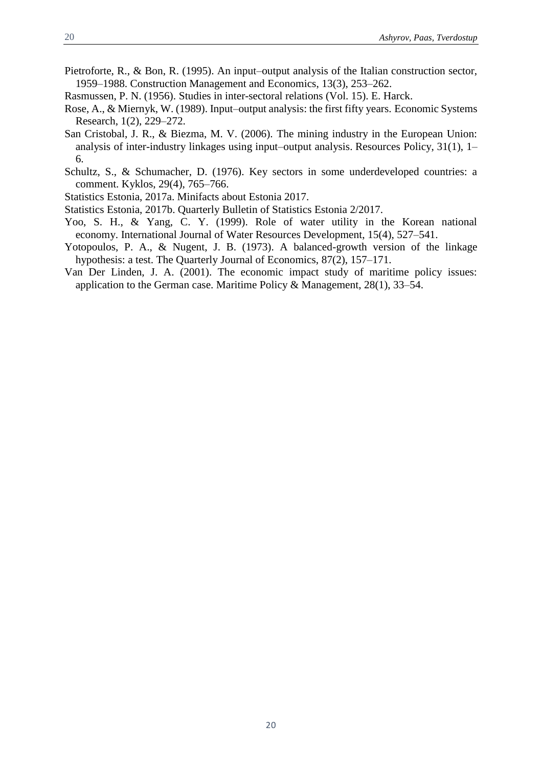Pietroforte, R., & Bon, R. (1995). An input–output analysis of the Italian construction sector, 1959–1988. Construction Management and Economics, 13(3), 253–262.

Rasmussen, P. N. (1956). Studies in inter-sectoral relations (Vol. 15). E. Harck.

Rose, A., & Miernyk, W. (1989). Input–output analysis: the first fifty years. Economic Systems Research, 1(2), 229–272.

San Cristobal, J. R., & Biezma, M. V. (2006). The mining industry in the European Union: analysis of inter-industry linkages using input–output analysis. Resources Policy, 31(1), 1–6.

Schultz, S., & Schumacher, D. (1976). Key sectors in some underdeveloped countries: a comment. Kyklos, 29(4), 765–766.

Statistics Estonia, 2017a. Minifacts about Estonia 2017.

Statistics Estonia, 2017b. Quarterly Bulletin of Statistics Estonia 2/2017.

Yoo, S. H., & Yang, C. Y. (1999). Role of water utility in the Korean national economy. International Journal of Water Resources Development, 15(4), 527–541.

Yotopoulos, P. A., & Nugent, J. B. (1973). A balanced-growth version of the linkage hypothesis: a test. The Quarterly Journal of Economics, 87(2), 157–171.

Van Der Linden, J. A. (2001). The economic impact study of maritime policy issues: application to the German case. Maritime Policy & Management, 28(1), 33–54.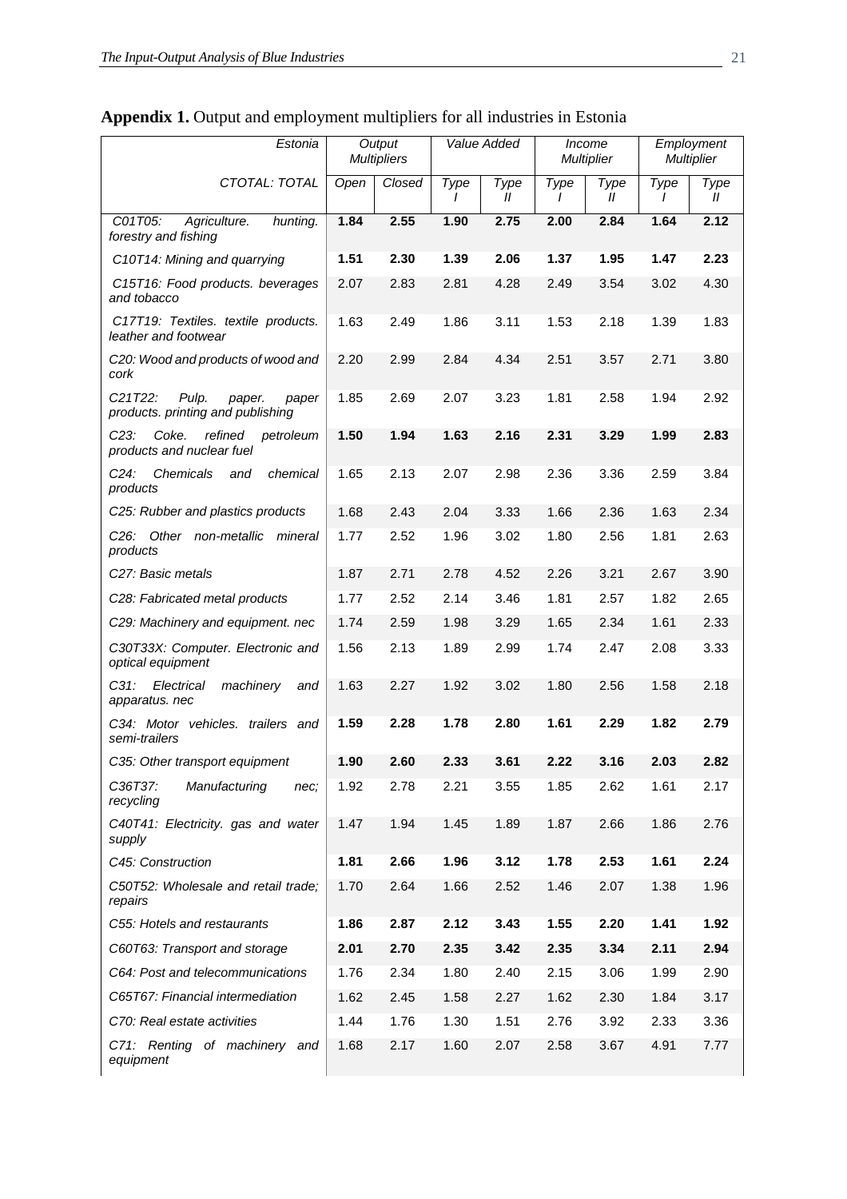**Appendix 1.** Output and employment multipliers for all industries in Estonia

| *Estonia* | *Output Multipliers* | | *Value Added* | | *Income Multiplier* | | *Employment Multiplier* | |
|---|---|---|---|---|---|---|---|---|
| *CTOTAL: TOTAL* | *Open* | *Closed* | *Type I* | *Type II* | *Type I* | *Type II* | *Type I* | *Type II* |
| *C01T05: Agriculture. hunting. forestry and fishing* | **1.84** | **2.55** | **1.90** | **2.75** | **2.00** | **2.84** | **1.64** | **2.12** |
| *C10T14: Mining and quarrying* | **1.51** | **2.30** | **1.39** | **2.06** | **1.37** | **1.95** | **1.47** | **2.23** |
| *C15T16: Food products. beverages and tobacco* | 2.07 | 2.83 | 2.81 | 4.28 | 2.49 | 3.54 | 3.02 | 4.30 |
| *C17T19: Textiles. textile products. leather and footwear* | 1.63 | 2.49 | 1.86 | 3.11 | 1.53 | 2.18 | 1.39 | 1.83 |
| *C20: Wood and products of wood and cork* | 2.20 | 2.99 | 2.84 | 4.34 | 2.51 | 3.57 | 2.71 | 3.80 |
| *C21T22: Pulp. paper. paper products. printing and publishing* | 1.85 | 2.69 | 2.07 | 3.23 | 1.81 | 2.58 | 1.94 | 2.92 |
| *C23: Coke. refined petroleum products and nuclear fuel* | **1.50** | **1.94** | **1.63** | **2.16** | **2.31** | **3.29** | **1.99** | **2.83** |
| *C24: Chemicals and chemical products* | 1.65 | 2.13 | 2.07 | 2.98 | 2.36 | 3.36 | 2.59 | 3.84 |
| *C25: Rubber and plastics products* | 1.68 | 2.43 | 2.04 | 3.33 | 1.66 | 2.36 | 1.63 | 2.34 |
| *C26: Other non-metallic mineral products* | 1.77 | 2.52 | 1.96 | 3.02 | 1.80 | 2.56 | 1.81 | 2.63 |
| *C27: Basic metals* | 1.87 | 2.71 | 2.78 | 4.52 | 2.26 | 3.21 | 2.67 | 3.90 |
| *C28: Fabricated metal products* | 1.77 | 2.52 | 2.14 | 3.46 | 1.81 | 2.57 | 1.82 | 2.65 |
| *C29: Machinery and equipment. nec* | 1.74 | 2.59 | 1.98 | 3.29 | 1.65 | 2.34 | 1.61 | 2.33 |
| *C30T33X: Computer. Electronic and optical equipment* | 1.56 | 2.13 | 1.89 | 2.99 | 1.74 | 2.47 | 2.08 | 3.33 |
| *C31: Electrical machinery and apparatus. nec* | 1.63 | 2.27 | 1.92 | 3.02 | 1.80 | 2.56 | 1.58 | 2.18 |
| *C34: Motor vehicles. trailers and semi-trailers* | **1.59** | **2.28** | **1.78** | **2.80** | **1.61** | **2.29** | **1.82** | **2.79** |
| *C35: Other transport equipment* | **1.90** | **2.60** | **2.33** | **3.61** | **2.22** | **3.16** | **2.03** | **2.82** |
| *C36T37: Manufacturing nec; recycling* | 1.92 | 2.78 | 2.21 | 3.55 | 1.85 | 2.62 | 1.61 | 2.17 |
| *C40T41: Electricity. gas and water supply* | 1.47 | 1.94 | 1.45 | 1.89 | 1.87 | 2.66 | 1.86 | 2.76 |
| *C45: Construction* | **1.81** | **2.66** | **1.96** | **3.12** | **1.78** | **2.53** | **1.61** | **2.24** |
| *C50T52: Wholesale and retail trade; repairs* | 1.70 | 2.64 | 1.66 | 2.52 | 1.46 | 2.07 | 1.38 | 1.96 |
| *C55: Hotels and restaurants* | **1.86** | **2.87** | **2.12** | **3.43** | **1.55** | **2.20** | **1.41** | **1.92** |
| *C60T63: Transport and storage* | **2.01** | **2.70** | **2.35** | **3.42** | **2.35** | **3.34** | **2.11** | **2.94** |
| *C64: Post and telecommunications* | 1.76 | 2.34 | 1.80 | 2.40 | 2.15 | 3.06 | 1.99 | 2.90 |
| *C65T67: Financial intermediation* | 1.62 | 2.45 | 1.58 | 2.27 | 1.62 | 2.30 | 1.84 | 3.17 |
| *C70: Real estate activities* | 1.44 | 1.76 | 1.30 | 1.51 | 2.76 | 3.92 | 2.33 | 3.36 |
| *C71: Renting of machinery and equipment* | 1.68 | 2.17 | 1.60 | 2.07 | 2.58 | 3.67 | 4.91 | 7.77 |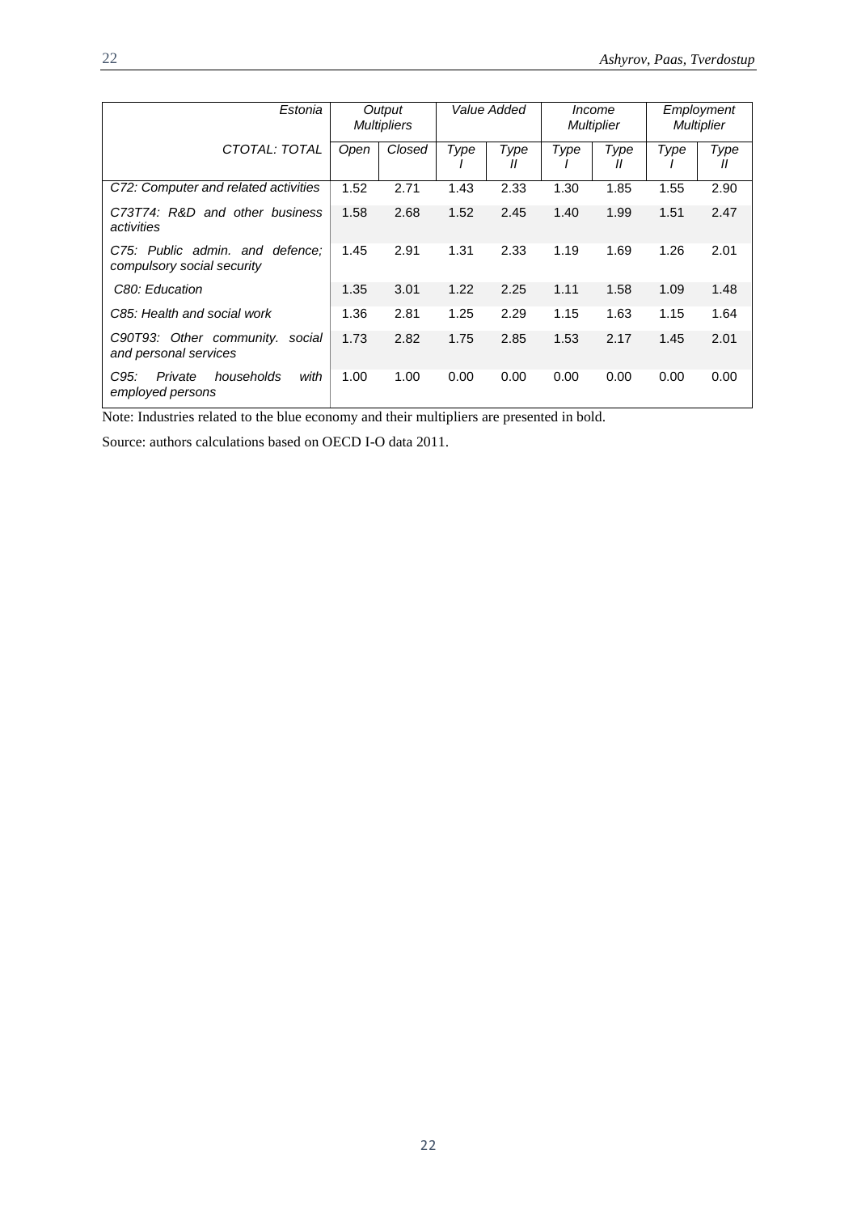| *Estonia* | *Output Multipliers* | | *Value Added* | | *Income Multiplier* | | *Employment Multiplier* | |
|---|---|---|---|---|---|---|---|---|
| *CTOTAL: TOTAL* | *Open* | *Closed* | *Type I* | *Type II* | *Type I* | *Type II* | *Type I* | *Type II* |
| *C72: Computer and related activities* | 1.52 | 2.71 | 1.43 | 2.33 | 1.30 | 1.85 | 1.55 | 2.90 |
| *C73T74: R&D and other business activities* | 1.58 | 2.68 | 1.52 | 2.45 | 1.40 | 1.99 | 1.51 | 2.47 |
| *C75: Public admin. and defence; compulsory social security* | 1.45 | 2.91 | 1.31 | 2.33 | 1.19 | 1.69 | 1.26 | 2.01 |
| *C80: Education* | 1.35 | 3.01 | 1.22 | 2.25 | 1.11 | 1.58 | 1.09 | 1.48 |
| *C85: Health and social work* | 1.36 | 2.81 | 1.25 | 2.29 | 1.15 | 1.63 | 1.15 | 1.64 |
| *C90T93: Other community. social and personal services* | 1.73 | 2.82 | 1.75 | 2.85 | 1.53 | 2.17 | 1.45 | 2.01 |
| *C95: Private households with employed persons* | 1.00 | 1.00 | 0.00 | 0.00 | 0.00 | 0.00 | 0.00 | 0.00 |

Note: Industries related to the blue economy and their multipliers are presented in bold.

Source: authors calculations based on OECD I-O data 2011.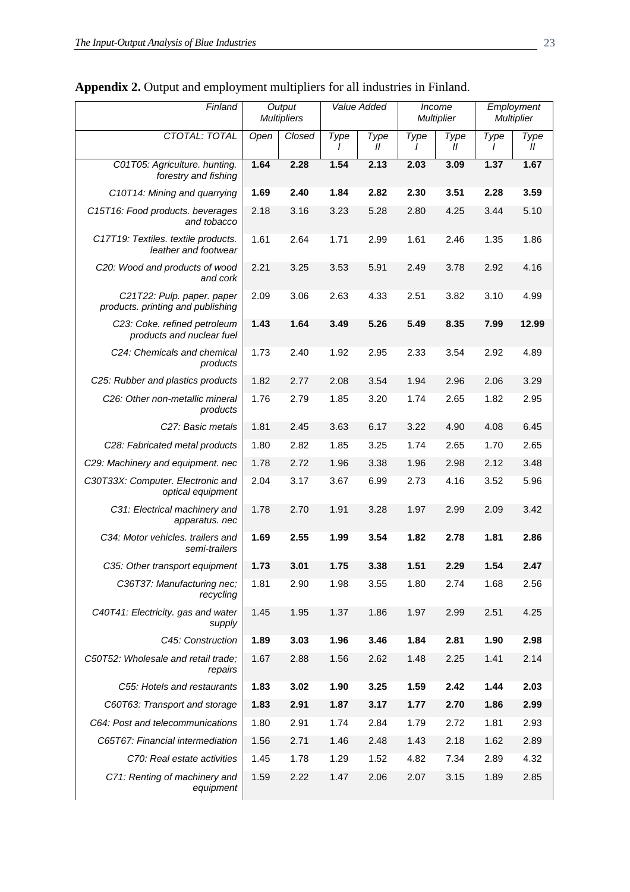**Appendix 2.** Output and employment multipliers for all industries in Finland.

| *Finland* | *Output Multipliers* | | *Value Added* | | *Income Multiplier* | | *Employment Multiplier* | |
|---|---|---|---|---|---|---|---|---|
| *CTOTAL: TOTAL* | *Open* | *Closed* | *Type I* | *Type II* | *Type I* | *Type II* | *Type I* | *Type II* |
| *C01T05: Agriculture. hunting. forestry and fishing* | **1.64** | **2.28** | **1.54** | **2.13** | **2.03** | **3.09** | **1.37** | **1.67** |
| *C10T14: Mining and quarrying* | **1.69** | **2.40** | **1.84** | **2.82** | **2.30** | **3.51** | **2.28** | **3.59** |
| *C15T16: Food products. beverages and tobacco* | 2.18 | 3.16 | 3.23 | 5.28 | 2.80 | 4.25 | 3.44 | 5.10 |
| *C17T19: Textiles. textile products. leather and footwear* | 1.61 | 2.64 | 1.71 | 2.99 | 1.61 | 2.46 | 1.35 | 1.86 |
| *C20: Wood and products of wood and cork* | 2.21 | 3.25 | 3.53 | 5.91 | 2.49 | 3.78 | 2.92 | 4.16 |
| *C21T22: Pulp. paper. paper products. printing and publishing* | 2.09 | 3.06 | 2.63 | 4.33 | 2.51 | 3.82 | 3.10 | 4.99 |
| *C23: Coke. refined petroleum products and nuclear fuel* | **1.43** | **1.64** | **3.49** | **5.26** | **5.49** | **8.35** | **7.99** | **12.99** |
| *C24: Chemicals and chemical products* | 1.73 | 2.40 | 1.92 | 2.95 | 2.33 | 3.54 | 2.92 | 4.89 |
| *C25: Rubber and plastics products* | 1.82 | 2.77 | 2.08 | 3.54 | 1.94 | 2.96 | 2.06 | 3.29 |
| *C26: Other non-metallic mineral products* | 1.76 | 2.79 | 1.85 | 3.20 | 1.74 | 2.65 | 1.82 | 2.95 |
| *C27: Basic metals* | 1.81 | 2.45 | 3.63 | 6.17 | 3.22 | 4.90 | 4.08 | 6.45 |
| *C28: Fabricated metal products* | 1.80 | 2.82 | 1.85 | 3.25 | 1.74 | 2.65 | 1.70 | 2.65 |
| *C29: Machinery and equipment. nec* | 1.78 | 2.72 | 1.96 | 3.38 | 1.96 | 2.98 | 2.12 | 3.48 |
| *C30T33X: Computer. Electronic and optical equipment* | 2.04 | 3.17 | 3.67 | 6.99 | 2.73 | 4.16 | 3.52 | 5.96 |
| *C31: Electrical machinery and apparatus. nec* | 1.78 | 2.70 | 1.91 | 3.28 | 1.97 | 2.99 | 2.09 | 3.42 |
| *C34: Motor vehicles. trailers and semi-trailers* | **1.69** | **2.55** | **1.99** | **3.54** | **1.82** | **2.78** | **1.81** | **2.86** |
| *C35: Other transport equipment* | **1.73** | **3.01** | **1.75** | **3.38** | **1.51** | **2.29** | **1.54** | **2.47** |
| *C36T37: Manufacturing nec; recycling* | 1.81 | 2.90 | 1.98 | 3.55 | 1.80 | 2.74 | 1.68 | 2.56 |
| *C40T41: Electricity. gas and water supply* | 1.45 | 1.95 | 1.37 | 1.86 | 1.97 | 2.99 | 2.51 | 4.25 |
| *C45: Construction* | **1.89** | **3.03** | **1.96** | **3.46** | **1.84** | **2.81** | **1.90** | **2.98** |
| *C50T52: Wholesale and retail trade; repairs* | 1.67 | 2.88 | 1.56 | 2.62 | 1.48 | 2.25 | 1.41 | 2.14 |
| *C55: Hotels and restaurants* | **1.83** | **3.02** | **1.90** | **3.25** | **1.59** | **2.42** | **1.44** | **2.03** |
| *C60T63: Transport and storage* | **1.83** | **2.91** | **1.87** | **3.17** | **1.77** | **2.70** | **1.86** | **2.99** |
| *C64: Post and telecommunications* | 1.80 | 2.91 | 1.74 | 2.84 | 1.79 | 2.72 | 1.81 | 2.93 |
| *C65T67: Financial intermediation* | 1.56 | 2.71 | 1.46 | 2.48 | 1.43 | 2.18 | 1.62 | 2.89 |
| *C70: Real estate activities* | 1.45 | 1.78 | 1.29 | 1.52 | 4.82 | 7.34 | 2.89 | 4.32 |
| *C71: Renting of machinery and equipment* | 1.59 | 2.22 | 1.47 | 2.06 | 2.07 | 3.15 | 1.89 | 2.85 |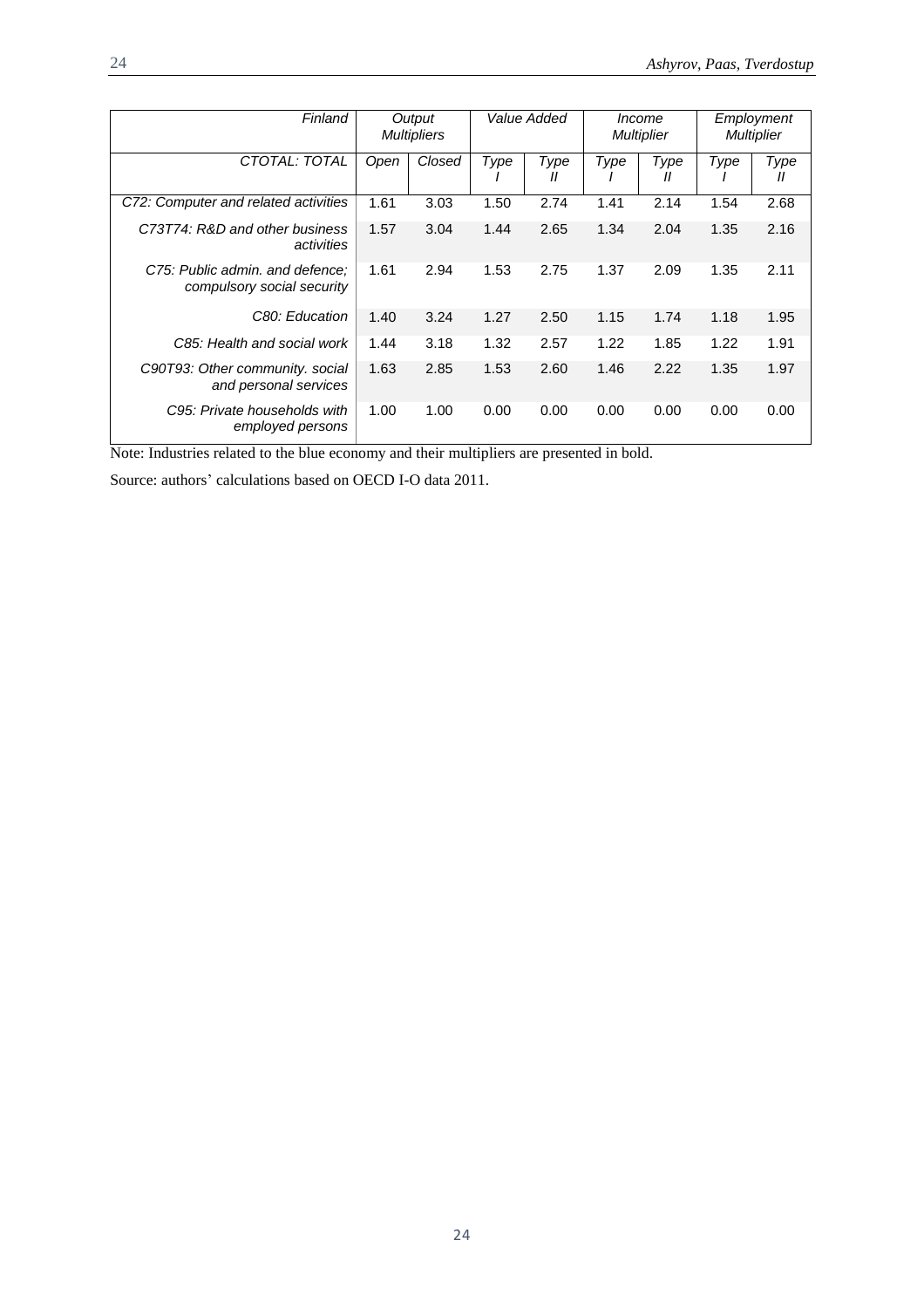| *Finland* | *Output Multipliers* | | *Value Added* | | *Income Multiplier* | | *Employment Multiplier* | |
|---|---|---|---|---|---|---|---|---|
| *CTOTAL: TOTAL* | *Open* | *Closed* | *Type I* | *Type II* | *Type I* | *Type II* | *Type I* | *Type II* |
| *C72: Computer and related activities* | 1.61 | 3.03 | 1.50 | 2.74 | 1.41 | 2.14 | 1.54 | 2.68 |
| *C73T74: R&D and other business activities* | 1.57 | 3.04 | 1.44 | 2.65 | 1.34 | 2.04 | 1.35 | 2.16 |
| *C75: Public admin. and defence; compulsory social security* | 1.61 | 2.94 | 1.53 | 2.75 | 1.37 | 2.09 | 1.35 | 2.11 |
| *C80: Education* | 1.40 | 3.24 | 1.27 | 2.50 | 1.15 | 1.74 | 1.18 | 1.95 |
| *C85: Health and social work* | 1.44 | 3.18 | 1.32 | 2.57 | 1.22 | 1.85 | 1.22 | 1.91 |
| *C90T93: Other community. social and personal services* | 1.63 | 2.85 | 1.53 | 2.60 | 1.46 | 2.22 | 1.35 | 1.97 |
| *C95: Private households with employed persons* | 1.00 | 1.00 | 0.00 | 0.00 | 0.00 | 0.00 | 0.00 | 0.00 |

Note: Industries related to the blue economy and their multipliers are presented in bold.

Source: authors' calculations based on OECD I-O data 2011.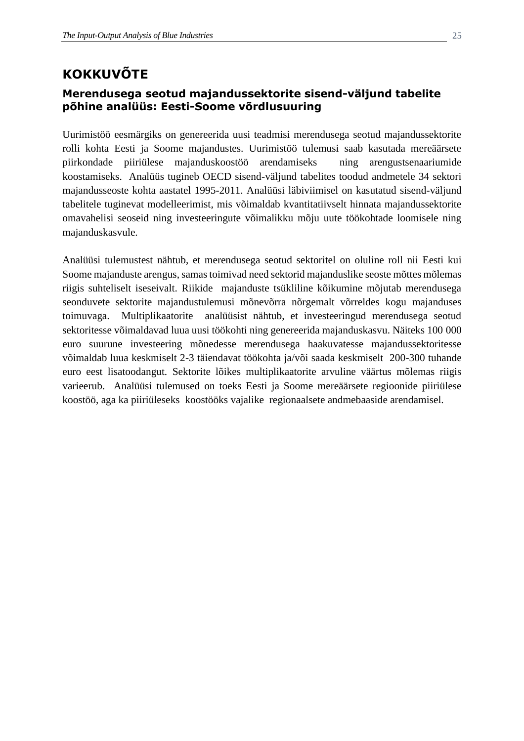# KOKKUVÕTE

## Merendusega seotud majandussektorite sisend-väljund tabelite põhine analüüs: Eesti-Soome võrdlusuuring

Uurimistöö eesmärgiks on genereerida uusi teadmisi merendusega seotud majandussektorite rolli kohta Eesti ja Soome majandustes. Uurimistöö tulemusi saab kasutada mereäärsete piirkondade piiriülese majanduskoostöö arendamiseks ning arengustsenaariumide koostamiseks. Analüüs tugineb OECD sisend-väljund tabelites toodud andmetele 34 sektori majandusseoste kohta aastatel 1995-2011. Analüüsi läbiviimisel on kasutatud sisend-väljund tabelitele tuginevat modelleerimist, mis võimaldab kvantitatiivselt hinnata majandussektorite omavahelisi seoseid ning investeeringute võimalikku mõju uute töökohtade loomisele ning majanduskasvule.

Analüüsi tulemustest nähtub, et merendusega seotud sektoritel on oluline roll nii Eesti kui Soome majanduste arengus, samas toimivad need sektorid majanduslike seoste mõttes mõlemas riigis suhteliselt iseseivalt. Riikide majanduste tsükliline kõikumine mõjutab merendusega seonduvete sektorite majandustulemusi mõnevõrra nõrgemalt võrreldes kogu majanduses toimuvaga. Multiplikaatorite analüüsist nähtub, et investeeringud merendusega seotud sektoritesse võimaldavad luua uusi töökohti ning genereerida majanduskasvu. Näiteks 100 000 euro suurune investeering mõnedesse merendusega haakuvatesse majandussektoritesse võimaldab luua keskmiselt 2-3 täiendavat töökohta ja/või saada keskmiselt 200-300 tuhande euro eest lisatoodangut. Sektorite lõikes multiplikaatorite arvuline väärtus mõlemas riigis varieerub. Analüüsi tulemused on toeks Eesti ja Soome mereäärsete regioonide piiriülese koostöö, aga ka piiriüleseks koostööks vajalike regionaalsete andmebaaside arendamisel.